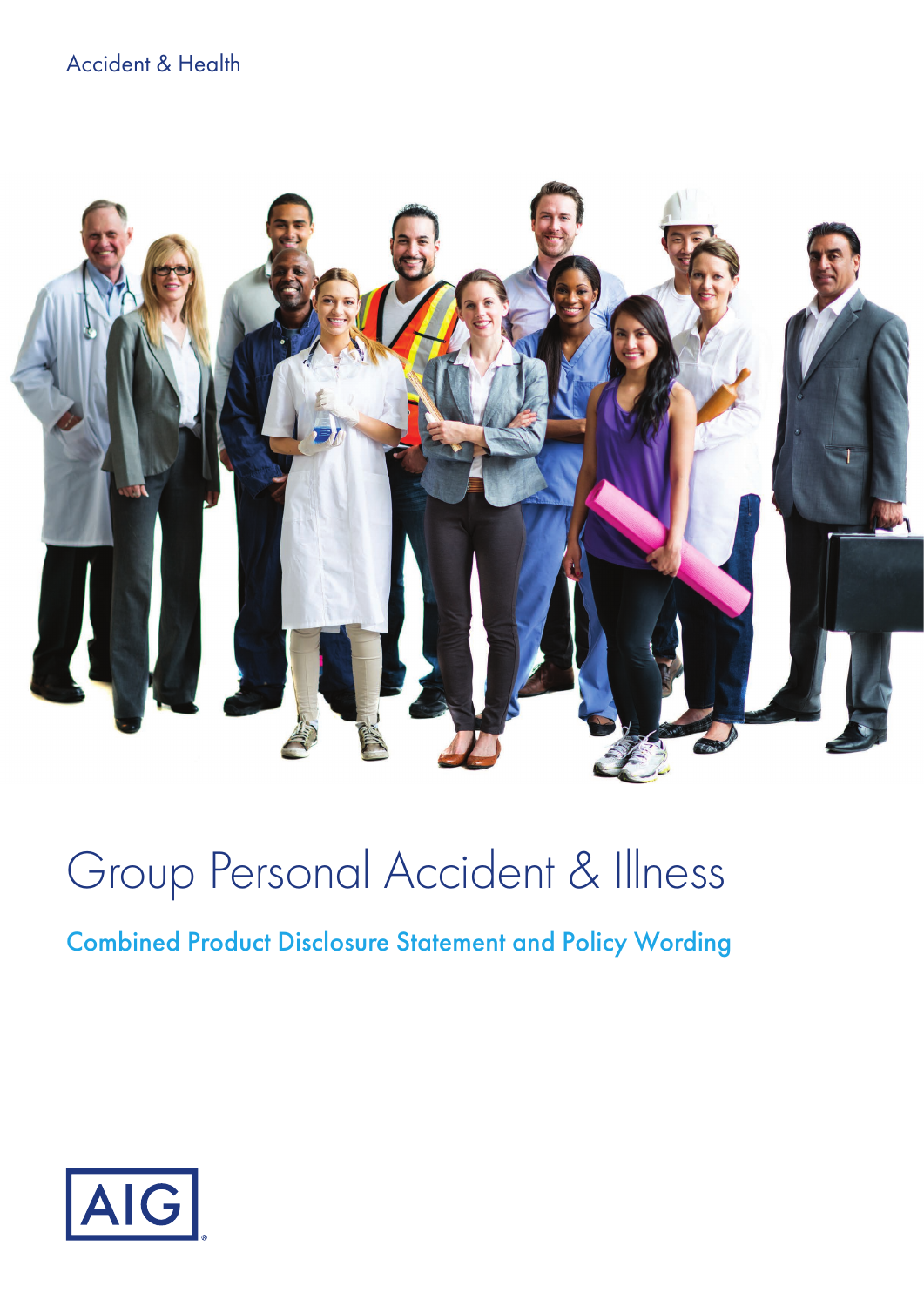Accident & Health

# Group Personal Accident & Illness

## Combined Product Disclosure Statement and Policy Wording

AIG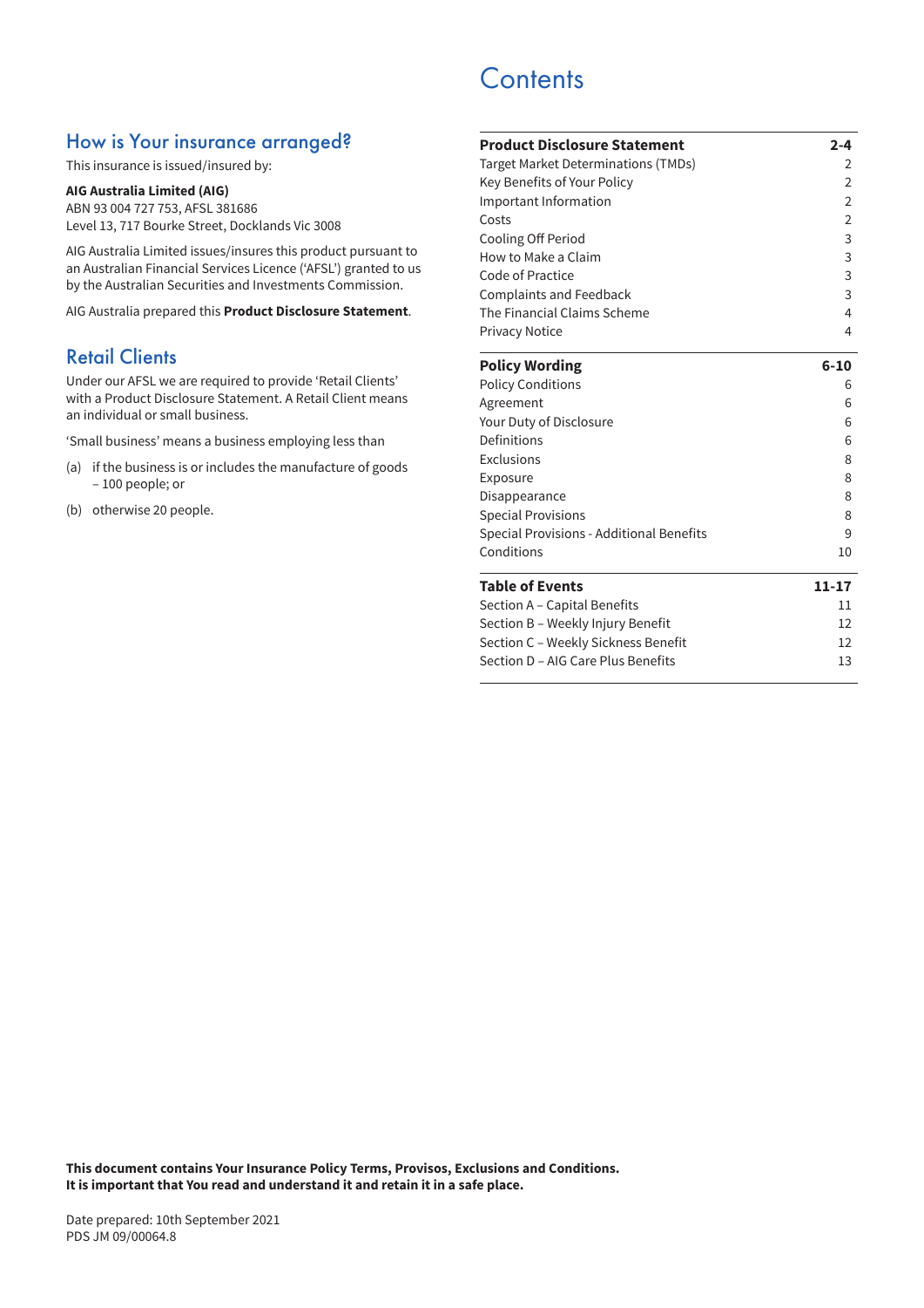## How is Your insurance arranged?

This insurance is issued/insured by:

**AIG Australia Limited (AIG)**
ABN 93 004 727 753, AFSL 381686
Level 13, 717 Bourke Street, Docklands Vic 3008

AIG Australia Limited issues/insures this product pursuant to an Australian Financial Services Licence ('AFSL') granted to us by the Australian Securities and Investments Commission.

AIG Australia prepared this **Product Disclosure Statement**.

## Retail Clients

Under our AFSL we are required to provide 'Retail Clients' with a Product Disclosure Statement. A Retail Client means an individual or small business.

'Small business' means a business employing less than

(a) if the business is or includes the manufacture of goods – 100 people; or

(b) otherwise 20 people.

# Contents

| **Product Disclosure Statement** | **2-4** |
|---|---|
| Target Market Determinations (TMDs) | 2 |
| Key Benefits of Your Policy | 2 |
| Important Information | 2 |
| Costs | 2 |
| Cooling Off Period | 3 |
| How to Make a Claim | 3 |
| Code of Practice | 3 |
| Complaints and Feedback | 3 |
| The Financial Claims Scheme | 4 |
| Privacy Notice | 4 |
| **Policy Wording** | **6-10** |
| Policy Conditions | 6 |
| Agreement | 6 |
| Your Duty of Disclosure | 6 |
| Definitions | 6 |
| Exclusions | 8 |
| Exposure | 8 |
| Disappearance | 8 |
| Special Provisions | 8 |
| Special Provisions - Additional Benefits | 9 |
| Conditions | 10 |
| **Table of Events** | **11-17** |
| Section A – Capital Benefits | 11 |
| Section B – Weekly Injury Benefit | 12 |
| Section C – Weekly Sickness Benefit | 12 |
| Section D – AIG Care Plus Benefits | 13 |

**This document contains Your Insurance Policy Terms, Provisos, Exclusions and Conditions. It is important that You read and understand it and retain it in a safe place.**

Date prepared: 10th September 2021
PDS JM 09/00064.8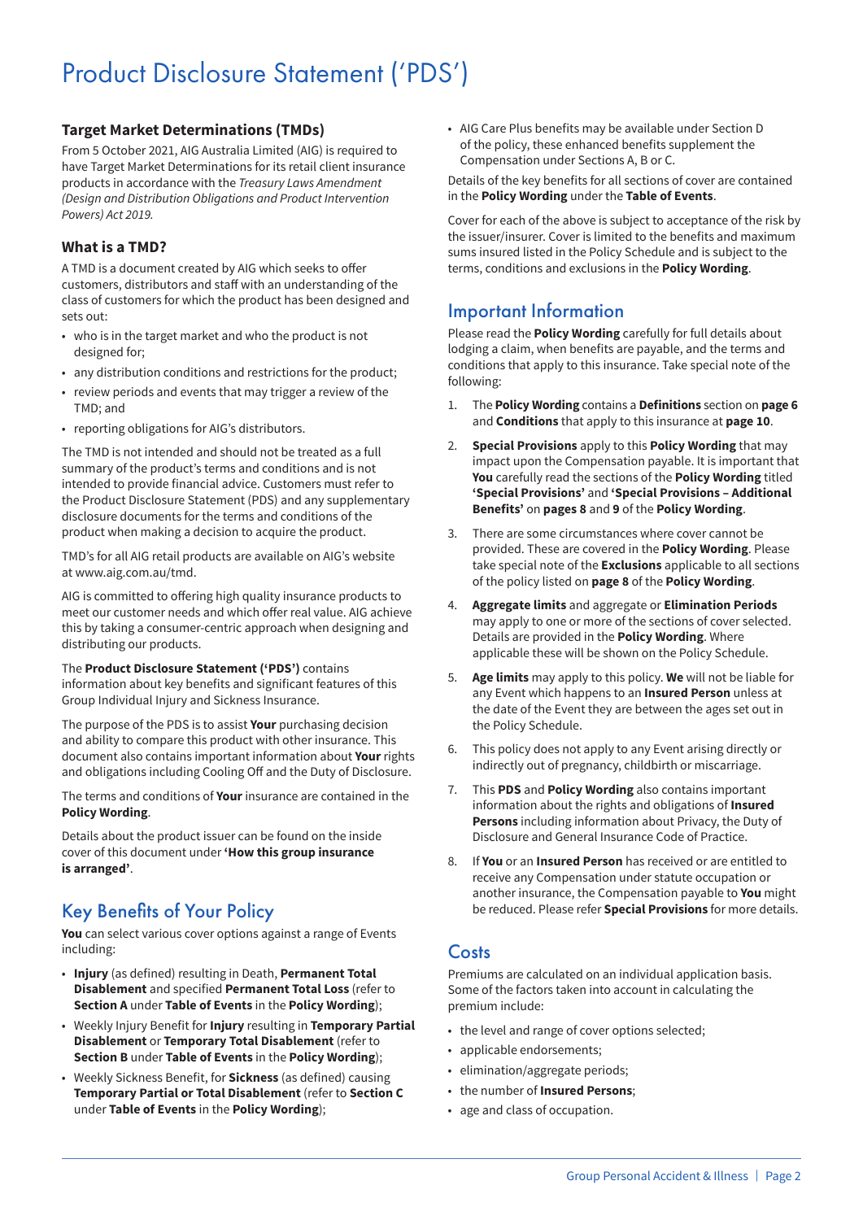# Product Disclosure Statement ('PDS')

### Target Market Determinations (TMDs)

From 5 October 2021, AIG Australia Limited (AIG) is required to have Target Market Determinations for its retail client insurance products in accordance with the *Treasury Laws Amendment (Design and Distribution Obligations and Product Intervention Powers) Act 2019.*

### What is a TMD?

A TMD is a document created by AIG which seeks to offer customers, distributors and staff with an understanding of the class of customers for which the product has been designed and sets out:

- who is in the target market and who the product is not designed for;
- any distribution conditions and restrictions for the product;
- review periods and events that may trigger a review of the TMD; and
- reporting obligations for AIG's distributors.

The TMD is not intended and should not be treated as a full summary of the product's terms and conditions and is not intended to provide financial advice. Customers must refer to the Product Disclosure Statement (PDS) and any supplementary disclosure documents for the terms and conditions of the product when making a decision to acquire the product.

TMD's for all AIG retail products are available on AIG's website at www.aig.com.au/tmd.

AIG is committed to offering high quality insurance products to meet our customer needs and which offer real value. AIG achieve this by taking a consumer-centric approach when designing and distributing our products.

The **Product Disclosure Statement ('PDS')** contains information about key benefits and significant features of this Group Individual Injury and Sickness Insurance.

The purpose of the PDS is to assist **Your** purchasing decision and ability to compare this product with other insurance. This document also contains important information about **Your** rights and obligations including Cooling Off and the Duty of Disclosure.

The terms and conditions of **Your** insurance are contained in the **Policy Wording**.

Details about the product issuer can be found on the inside cover of this document under **'How this group insurance is arranged'**.

## Key Benefits of Your Policy

**You** can select various cover options against a range of Events including:

- **Injury** (as defined) resulting in Death, **Permanent Total Disablement** and specified **Permanent Total Loss** (refer to **Section A** under **Table of Events** in the **Policy Wording**);
- Weekly Injury Benefit for **Injury** resulting in **Temporary Partial Disablement** or **Temporary Total Disablement** (refer to **Section B** under **Table of Events** in the **Policy Wording**);
- Weekly Sickness Benefit, for **Sickness** (as defined) causing **Temporary Partial or Total Disablement** (refer to **Section C** under **Table of Events** in the **Policy Wording**);
- AIG Care Plus benefits may be available under Section D of the policy, these enhanced benefits supplement the Compensation under Sections A, B or C.

Details of the key benefits for all sections of cover are contained in the **Policy Wording** under the **Table of Events**.

Cover for each of the above is subject to acceptance of the risk by the issuer/insurer. Cover is limited to the benefits and maximum sums insured listed in the Policy Schedule and is subject to the terms, conditions and exclusions in the **Policy Wording**.

## Important Information

Please read the **Policy Wording** carefully for full details about lodging a claim, when benefits are payable, and the terms and conditions that apply to this insurance. Take special note of the following:

1. The **Policy Wording** contains a **Definitions** section on **page 6** and **Conditions** that apply to this insurance at **page 10**.
2. **Special Provisions** apply to this **Policy Wording** that may impact upon the Compensation payable. It is important that **You** carefully read the sections of the **Policy Wording** titled **'Special Provisions'** and **'Special Provisions – Additional Benefits'** on **pages 8** and **9** of the **Policy Wording**.
3. There are some circumstances where cover cannot be provided. These are covered in the **Policy Wording**. Please take special note of the **Exclusions** applicable to all sections of the policy listed on **page 8** of the **Policy Wording**.
4. **Aggregate limits** and aggregate or **Elimination Periods** may apply to one or more of the sections of cover selected. Details are provided in the **Policy Wording**. Where applicable these will be shown on the Policy Schedule.
5. **Age limits** may apply to this policy. **We** will not be liable for any Event which happens to an **Insured Person** unless at the date of the Event they are between the ages set out in the Policy Schedule.
6. This policy does not apply to any Event arising directly or indirectly out of pregnancy, childbirth or miscarriage.
7. This **PDS** and **Policy Wording** also contains important information about the rights and obligations of **Insured Persons** including information about Privacy, the Duty of Disclosure and General Insurance Code of Practice.
8. If **You** or an **Insured Person** has received or are entitled to receive any Compensation under statute occupation or another insurance, the Compensation payable to **You** might be reduced. Please refer **Special Provisions** for more details.

## Costs

Premiums are calculated on an individual application basis. Some of the factors taken into account in calculating the premium include:

- the level and range of cover options selected;
- applicable endorsements;
- elimination/aggregate periods;
- the number of **Insured Persons**;
- age and class of occupation.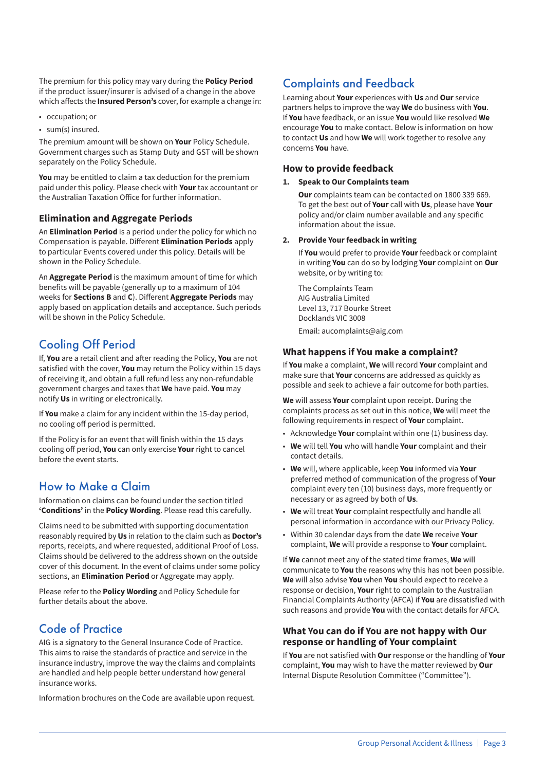The premium for this policy may vary during the **Policy Period** if the product issuer/insurer is advised of a change in the above which affects the **Insured Person's** cover, for example a change in:

- occupation; or
- sum(s) insured.

The premium amount will be shown on **Your** Policy Schedule. Government charges such as Stamp Duty and GST will be shown separately on the Policy Schedule.

**You** may be entitled to claim a tax deduction for the premium paid under this policy. Please check with **Your** tax accountant or the Australian Taxation Office for further information.

### Elimination and Aggregate Periods

An **Elimination Period** is a period under the policy for which no Compensation is payable. Different **Elimination Periods** apply to particular Events covered under this policy. Details will be shown in the Policy Schedule.

An **Aggregate Period** is the maximum amount of time for which benefits will be payable (generally up to a maximum of 104 weeks for **Sections B** and **C**). Different **Aggregate Periods** may apply based on application details and acceptance. Such periods will be shown in the Policy Schedule.

## Cooling Off Period

If, **You** are a retail client and after reading the Policy, **You** are not satisfied with the cover, **You** may return the Policy within 15 days of receiving it, and obtain a full refund less any non-refundable government charges and taxes that **We** have paid. **You** may notify **Us** in writing or electronically.

If **You** make a claim for any incident within the 15-day period, no cooling off period is permitted.

If the Policy is for an event that will finish within the 15 days cooling off period, **You** can only exercise **Your** right to cancel before the event starts.

## How to Make a Claim

Information on claims can be found under the section titled **'Conditions'** in the **Policy Wording**. Please read this carefully.

Claims need to be submitted with supporting documentation reasonably required by **Us** in relation to the claim such as **Doctor's** reports, receipts, and where requested, additional Proof of Loss. Claims should be delivered to the address shown on the outside cover of this document. In the event of claims under some policy sections, an **Elimination Period** or Aggregate may apply.

Please refer to the **Policy Wording** and Policy Schedule for further details about the above.

## Code of Practice

AIG is a signatory to the General Insurance Code of Practice. This aims to raise the standards of practice and service in the insurance industry, improve the way the claims and complaints are handled and help people better understand how general insurance works.

Information brochures on the Code are available upon request.

## Complaints and Feedback

Learning about **Your** experiences with **Us** and **Our** service partners helps to improve the way **We** do business with **You**. If **You** have feedback, or an issue **You** would like resolved **We** encourage **You** to make contact. Below is information on how to contact **Us** and how **We** will work together to resolve any concerns **You** have.

### How to provide feedback

1. **Speak to Our Complaints team**

   **Our** complaints team can be contacted on 1800 339 669. To get the best out of **Your** call with **Us**, please have **Your** policy and/or claim number available and any specific information about the issue.

2. **Provide Your feedback in writing**

   If **You** would prefer to provide **Your** feedback or complaint in writing **You** can do so by lodging **Your** complaint on **Our** website, or by writing to:

   The Complaints Team
   AIG Australia Limited
   Level 13, 717 Bourke Street
   Docklands VIC 3008

   Email: aucomplaints@aig.com

### What happens if You make a complaint?

If **You** make a complaint, **We** will record **Your** complaint and make sure that **Your** concerns are addressed as quickly as possible and seek to achieve a fair outcome for both parties.

**We** will assess **Your** complaint upon receipt. During the complaints process as set out in this notice, **We** will meet the following requirements in respect of **Your** complaint.

- Acknowledge **Your** complaint within one (1) business day.
- **We** will tell **You** who will handle **Your** complaint and their contact details.
- **We** will, where applicable, keep **You** informed via **Your** preferred method of communication of the progress of **Your** complaint every ten (10) business days, more frequently or necessary or as agreed by both of **Us**.
- **We** will treat **Your** complaint respectfully and handle all personal information in accordance with our Privacy Policy.
- Within 30 calendar days from the date **We** receive **Your** complaint, **We** will provide a response to **Your** complaint.

If **We** cannot meet any of the stated time frames, **We** will communicate to **You** the reasons why this has not been possible. **We** will also advise **You** when **You** should expect to receive a response or decision, **Your** right to complain to the Australian Financial Complaints Authority (AFCA) if **You** are dissatisfied with such reasons and provide **You** with the contact details for AFCA.

### What You can do if You are not happy with Our response or handling of Your complaint

If **You** are not satisfied with **Our** response or the handling of **Your** complaint, **You** may wish to have the matter reviewed by **Our** Internal Dispute Resolution Committee ("Committee").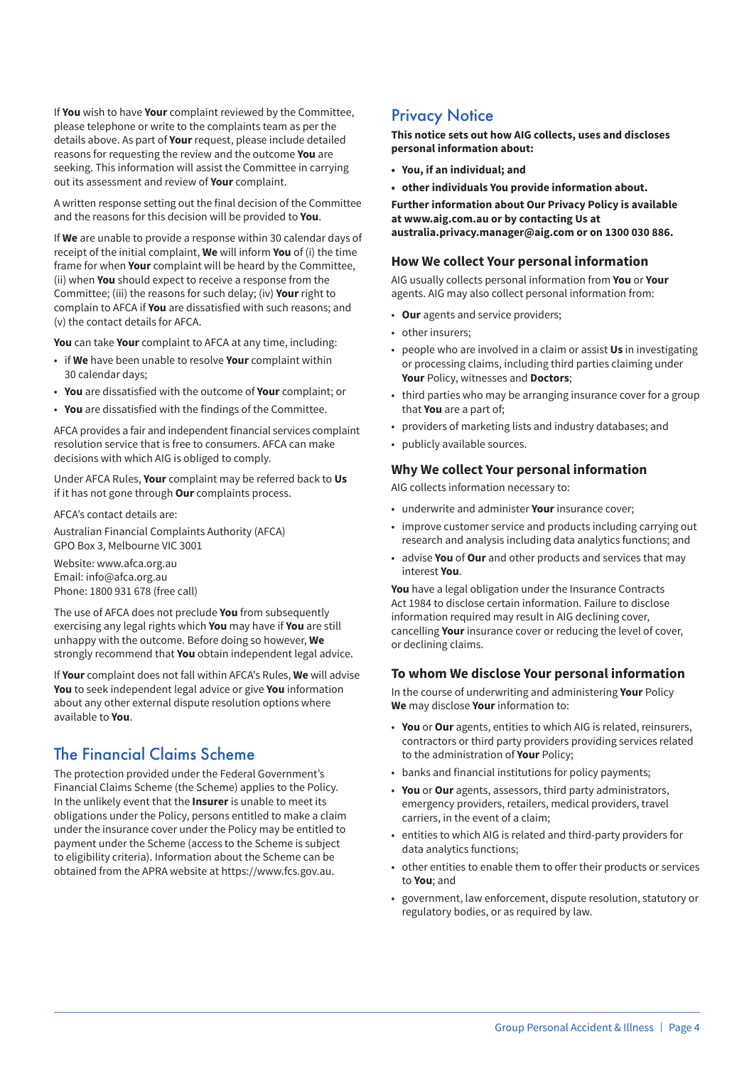If **You** wish to have **Your** complaint reviewed by the Committee, please telephone or write to the complaints team as per the details above. As part of **Your** request, please include detailed reasons for requesting the review and the outcome **You** are seeking. This information will assist the Committee in carrying out its assessment and review of **Your** complaint.

A written response setting out the final decision of the Committee and the reasons for this decision will be provided to **You**.

If **We** are unable to provide a response within 30 calendar days of receipt of the initial complaint, **We** will inform **You** of (i) the time frame for when **Your** complaint will be heard by the Committee, (ii) when **You** should expect to receive a response from the Committee; (iii) the reasons for such delay; (iv) **Your** right to complain to AFCA if **You** are dissatisfied with such reasons; and (v) the contact details for AFCA.

**You** can take **Your** complaint to AFCA at any time, including:

- if **We** have been unable to resolve **Your** complaint within 30 calendar days;
- **You** are dissatisfied with the outcome of **Your** complaint; or
- **You** are dissatisfied with the findings of the Committee.

AFCA provides a fair and independent financial services complaint resolution service that is free to consumers. AFCA can make decisions with which AIG is obliged to comply.

Under AFCA Rules, **Your** complaint may be referred back to **Us** if it has not gone through **Our** complaints process.

AFCA's contact details are:

Australian Financial Complaints Authority (AFCA)
GPO Box 3, Melbourne VIC 3001

Website: www.afca.org.au
Email: info@afca.org.au
Phone: 1800 931 678 (free call)

The use of AFCA does not preclude **You** from subsequently exercising any legal rights which **You** may have if **You** are still unhappy with the outcome. Before doing so however, **We** strongly recommend that **You** obtain independent legal advice.

If **Your** complaint does not fall within AFCA's Rules, **We** will advise **You** to seek independent legal advice or give **You** information about any other external dispute resolution options where available to **You**.

## The Financial Claims Scheme

The protection provided under the Federal Government's Financial Claims Scheme (the Scheme) applies to the Policy. In the unlikely event that the **Insurer** is unable to meet its obligations under the Policy, persons entitled to make a claim under the insurance cover under the Policy may be entitled to payment under the Scheme (access to the Scheme is subject to eligibility criteria). Information about the Scheme can be obtained from the APRA website at https://www.fcs.gov.au.

## Privacy Notice

**This notice sets out how AIG collects, uses and discloses personal information about:**

- **You, if an individual; and**
- **other individuals You provide information about.**

**Further information about Our Privacy Policy is available at www.aig.com.au or by contacting Us at australia.privacy.manager@aig.com or on 1300 030 886.**

### How We collect Your personal information

AIG usually collects personal information from **You** or **Your** agents. AIG may also collect personal information from:

- **Our** agents and service providers;
- other insurers;
- people who are involved in a claim or assist **Us** in investigating or processing claims, including third parties claiming under **Your** Policy, witnesses and **Doctors**;
- third parties who may be arranging insurance cover for a group that **You** are a part of;
- providers of marketing lists and industry databases; and
- publicly available sources.

### Why We collect Your personal information

AIG collects information necessary to:

- underwrite and administer **Your** insurance cover;
- improve customer service and products including carrying out research and analysis including data analytics functions; and
- advise **You** of **Our** and other products and services that may interest **You**.

**You** have a legal obligation under the Insurance Contracts Act 1984 to disclose certain information. Failure to disclose information required may result in AIG declining cover, cancelling **Your** insurance cover or reducing the level of cover, or declining claims.

### To whom We disclose Your personal information

In the course of underwriting and administering **Your** Policy **We** may disclose **Your** information to:

- **You** or **Our** agents, entities to which AIG is related, reinsurers, contractors or third party providers providing services related to the administration of **Your** Policy;
- banks and financial institutions for policy payments;
- **You** or **Our** agents, assessors, third party administrators, emergency providers, retailers, medical providers, travel carriers, in the event of a claim;
- entities to which AIG is related and third-party providers for data analytics functions;
- other entities to enable them to offer their products or services to **You**; and
- government, law enforcement, dispute resolution, statutory or regulatory bodies, or as required by law.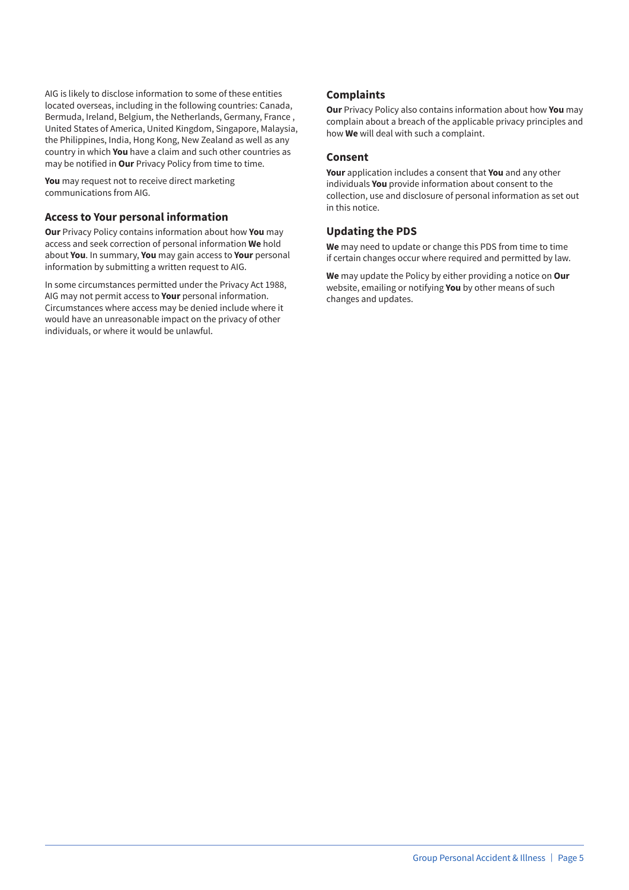AIG is likely to disclose information to some of these entities located overseas, including in the following countries: Canada, Bermuda, Ireland, Belgium, the Netherlands, Germany, France , United States of America, United Kingdom, Singapore, Malaysia, the Philippines, India, Hong Kong, New Zealand as well as any country in which **You** have a claim and such other countries as may be notified in **Our** Privacy Policy from time to time.

**You** may request not to receive direct marketing communications from AIG.

### Access to Your personal information

**Our** Privacy Policy contains information about how **You** may access and seek correction of personal information **We** hold about **You**. In summary, **You** may gain access to **Your** personal information by submitting a written request to AIG.

In some circumstances permitted under the Privacy Act 1988, AIG may not permit access to **Your** personal information. Circumstances where access may be denied include where it would have an unreasonable impact on the privacy of other individuals, or where it would be unlawful.

### Complaints

**Our** Privacy Policy also contains information about how **You** may complain about a breach of the applicable privacy principles and how **We** will deal with such a complaint.

### Consent

**Your** application includes a consent that **You** and any other individuals **You** provide information about consent to the collection, use and disclosure of personal information as set out in this notice.

### Updating the PDS

**We** may need to update or change this PDS from time to time if certain changes occur where required and permitted by law.

**We** may update the Policy by either providing a notice on **Our** website, emailing or notifying **You** by other means of such changes and updates.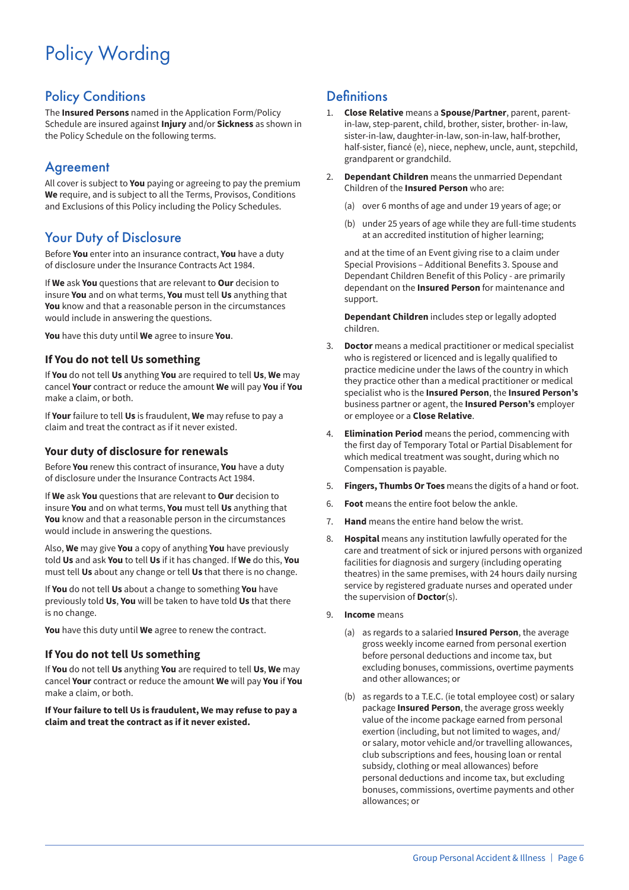# Policy Wording

## Policy Conditions

The **Insured Persons** named in the Application Form/Policy Schedule are insured against **Injury** and/or **Sickness** as shown in the Policy Schedule on the following terms.

## Agreement

All cover is subject to **You** paying or agreeing to pay the premium **We** require, and is subject to all the Terms, Provisos, Conditions and Exclusions of this Policy including the Policy Schedules.

## Your Duty of Disclosure

Before **You** enter into an insurance contract, **You** have a duty of disclosure under the Insurance Contracts Act 1984.

If **We** ask **You** questions that are relevant to **Our** decision to insure **You** and on what terms, **You** must tell **Us** anything that **You** know and that a reasonable person in the circumstances would include in answering the questions.

**You** have this duty until **We** agree to insure **You**.

### If You do not tell Us something

If **You** do not tell **Us** anything **You** are required to tell **Us**, **We** may cancel **Your** contract or reduce the amount **We** will pay **You** if **You** make a claim, or both.

If **Your** failure to tell **Us** is fraudulent, **We** may refuse to pay a claim and treat the contract as if it never existed.

### Your duty of disclosure for renewals

Before **You** renew this contract of insurance, **You** have a duty of disclosure under the Insurance Contracts Act 1984.

If **We** ask **You** questions that are relevant to **Our** decision to insure **You** and on what terms, **You** must tell **Us** anything that **You** know and that a reasonable person in the circumstances would include in answering the questions.

Also, **We** may give **You** a copy of anything **You** have previously told **Us** and ask **You** to tell **Us** if it has changed. If **We** do this, **You** must tell **Us** about any change or tell **Us** that there is no change.

If **You** do not tell **Us** about a change to something **You** have previously told **Us**, **You** will be taken to have told **Us** that there is no change.

**You** have this duty until **We** agree to renew the contract.

### If You do not tell Us something

If **You** do not tell **Us** anything **You** are required to tell **Us**, **We** may cancel **Your** contract or reduce the amount **We** will pay **You** if **You** make a claim, or both.

**If Your failure to tell Us is fraudulent, We may refuse to pay a claim and treat the contract as if it never existed.**

## Definitions

1. **Close Relative** means a **Spouse/Partner**, parent, parent-in-law, step-parent, child, brother, sister, brother- in-law, sister-in-law, daughter-in-law, son-in-law, half-brother, half-sister, fiancé (e), niece, nephew, uncle, aunt, stepchild, grandparent or grandchild.

2. **Dependant Children** means the unmarried Dependant Children of the **Insured Person** who are:

   (a) over 6 months of age and under 19 years of age; or

   (b) under 25 years of age while they are full-time students at an accredited institution of higher learning;

   and at the time of an Event giving rise to a claim under Special Provisions – Additional Benefits 3. Spouse and Dependant Children Benefit of this Policy - are primarily dependant on the **Insured Person** for maintenance and support.

   **Dependant Children** includes step or legally adopted children.

3. **Doctor** means a medical practitioner or medical specialist who is registered or licenced and is legally qualified to practice medicine under the laws of the country in which they practice other than a medical practitioner or medical specialist who is the **Insured Person**, the **Insured Person's** business partner or agent, the **Insured Person's** employer or employee or a **Close Relative**.

4. **Elimination Period** means the period, commencing with the first day of Temporary Total or Partial Disablement for which medical treatment was sought, during which no Compensation is payable.

5. **Fingers, Thumbs Or Toes** means the digits of a hand or foot.

6. **Foot** means the entire foot below the ankle.

7. **Hand** means the entire hand below the wrist.

8. **Hospital** means any institution lawfully operated for the care and treatment of sick or injured persons with organized facilities for diagnosis and surgery (including operating theatres) in the same premises, with 24 hours daily nursing service by registered graduate nurses and operated under the supervision of **Doctor**(s).

9. **Income** means

   (a) as regards to a salaried **Insured Person**, the average gross weekly income earned from personal exertion before personal deductions and income tax, but excluding bonuses, commissions, overtime payments and other allowances; or

   (b) as regards to a T.E.C. (ie total employee cost) or salary package **Insured Person**, the average gross weekly value of the income package earned from personal exertion (including, but not limited to wages, and/or salary, motor vehicle and/or travelling allowances, club subscriptions and fees, housing loan or rental subsidy, clothing or meal allowances) before personal deductions and income tax, but excluding bonuses, commissions, overtime payments and other allowances; or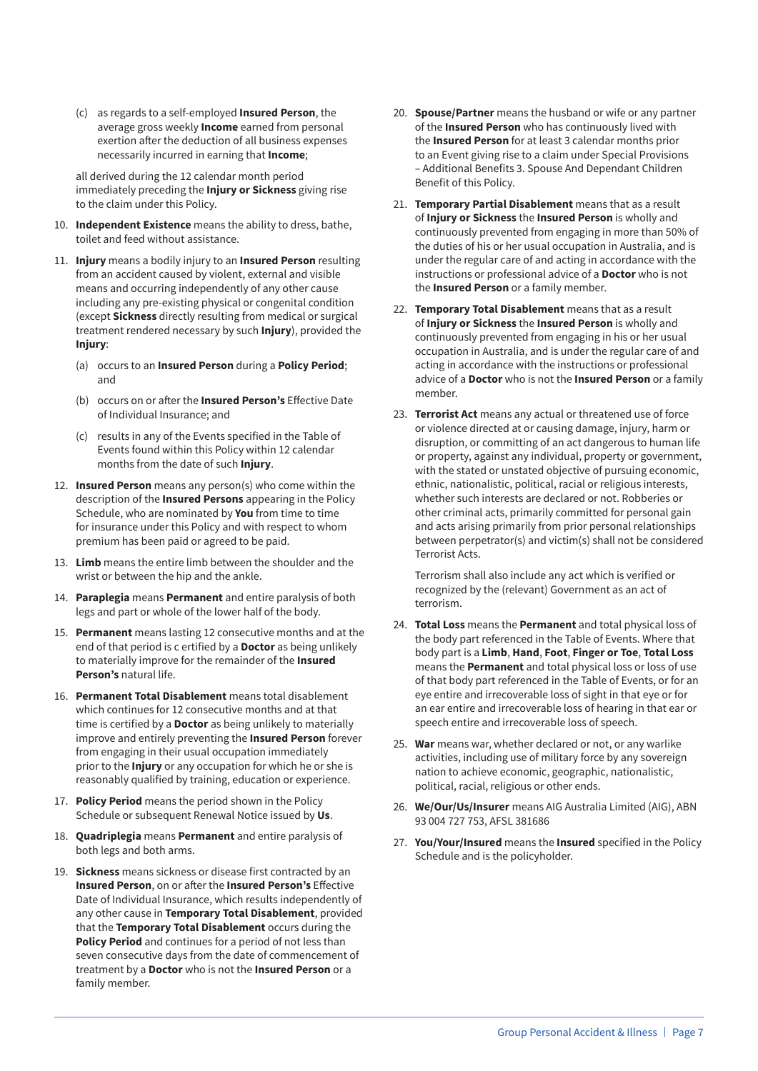(c) as regards to a self-employed **Insured Person**, the average gross weekly **Income** earned from personal exertion after the deduction of all business expenses necessarily incurred in earning that **Income**;

all derived during the 12 calendar month period immediately preceding the **Injury or Sickness** giving rise to the claim under this Policy.

10. **Independent Existence** means the ability to dress, bathe, toilet and feed without assistance.
11. **Injury** means a bodily injury to an **Insured Person** resulting from an accident caused by violent, external and visible means and occurring independently of any other cause including any pre-existing physical or congenital condition (except **Sickness** directly resulting from medical or surgical treatment rendered necessary by such **Injury**), provided the **Injury**:
    (a) occurs to an **Insured Person** during a **Policy Period**; and
    (b) occurs on or after the **Insured Person's** Effective Date of Individual Insurance; and
    (c) results in any of the Events specified in the Table of Events found within this Policy within 12 calendar months from the date of such **Injury**.
12. **Insured Person** means any person(s) who come within the description of the **Insured Persons** appearing in the Policy Schedule, who are nominated by **You** from time to time for insurance under this Policy and with respect to whom premium has been paid or agreed to be paid.
13. **Limb** means the entire limb between the shoulder and the wrist or between the hip and the ankle.
14. **Paraplegia** means **Permanent** and entire paralysis of both legs and part or whole of the lower half of the body.
15. **Permanent** means lasting 12 consecutive months and at the end of that period is c ertified by a **Doctor** as being unlikely to materially improve for the remainder of the **Insured Person's** natural life.
16. **Permanent Total Disablement** means total disablement which continues for 12 consecutive months and at that time is certified by a **Doctor** as being unlikely to materially improve and entirely preventing the **Insured Person** forever from engaging in their usual occupation immediately prior to the **Injury** or any occupation for which he or she is reasonably qualified by training, education or experience.
17. **Policy Period** means the period shown in the Policy Schedule or subsequent Renewal Notice issued by **Us**.
18. **Quadriplegia** means **Permanent** and entire paralysis of both legs and both arms.
19. **Sickness** means sickness or disease first contracted by an **Insured Person**, on or after the **Insured Person's** Effective Date of Individual Insurance, which results independently of any other cause in **Temporary Total Disablement**, provided that the **Temporary Total Disablement** occurs during the **Policy Period** and continues for a period of not less than seven consecutive days from the date of commencement of treatment by a **Doctor** who is not the **Insured Person** or a family member.
20. **Spouse/Partner** means the husband or wife or any partner of the **Insured Person** who has continuously lived with the **Insured Person** for at least 3 calendar months prior to an Event giving rise to a claim under Special Provisions – Additional Benefits 3. Spouse And Dependant Children Benefit of this Policy.
21. **Temporary Partial Disablement** means that as a result of **Injury or Sickness** the **Insured Person** is wholly and continuously prevented from engaging in more than 50% of the duties of his or her usual occupation in Australia, and is under the regular care of and acting in accordance with the instructions or professional advice of a **Doctor** who is not the **Insured Person** or a family member.
22. **Temporary Total Disablement** means that as a result of **Injury or Sickness** the **Insured Person** is wholly and continuously prevented from engaging in his or her usual occupation in Australia, and is under the regular care of and acting in accordance with the instructions or professional advice of a **Doctor** who is not the **Insured Person** or a family member.
23. **Terrorist Act** means any actual or threatened use of force or violence directed at or causing damage, injury, harm or disruption, or committing of an act dangerous to human life or property, against any individual, property or government, with the stated or unstated objective of pursuing economic, ethnic, nationalistic, political, racial or religious interests, whether such interests are declared or not. Robberies or other criminal acts, primarily committed for personal gain and acts arising primarily from prior personal relationships between perpetrator(s) and victim(s) shall not be considered Terrorist Acts.

    Terrorism shall also include any act which is verified or recognized by the (relevant) Government as an act of terrorism.
24. **Total Loss** means the **Permanent** and total physical loss of the body part referenced in the Table of Events. Where that body part is a **Limb**, **Hand**, **Foot**, **Finger or Toe**, **Total Loss** means the **Permanent** and total physical loss or loss of use of that body part referenced in the Table of Events, or for an eye entire and irrecoverable loss of sight in that eye or for an ear entire and irrecoverable loss of hearing in that ear or speech entire and irrecoverable loss of speech.
25. **War** means war, whether declared or not, or any warlike activities, including use of military force by any sovereign nation to achieve economic, geographic, nationalistic, political, racial, religious or other ends.
26. **We/Our/Us/Insurer** means AIG Australia Limited (AIG), ABN 93 004 727 753, AFSL 381686
27. **You/Your/Insured** means the **Insured** specified in the Policy Schedule and is the policyholder.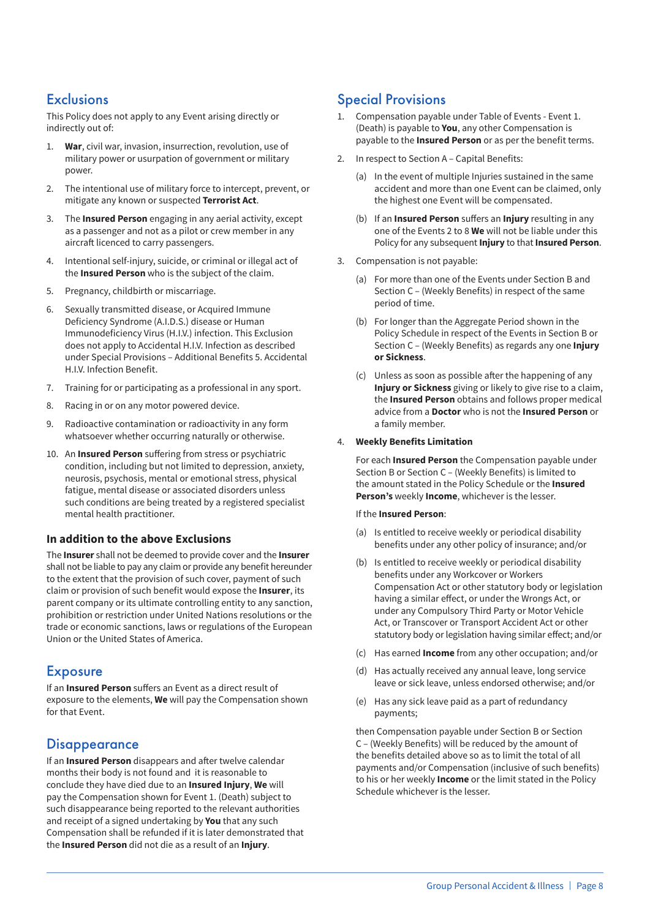## Exclusions

This Policy does not apply to any Event arising directly or indirectly out of:

1. **War**, civil war, invasion, insurrection, revolution, use of military power or usurpation of government or military power.
2. The intentional use of military force to intercept, prevent, or mitigate any known or suspected **Terrorist Act**.
3. The **Insured Person** engaging in any aerial activity, except as a passenger and not as a pilot or crew member in any aircraft licenced to carry passengers.
4. Intentional self-injury, suicide, or criminal or illegal act of the **Insured Person** who is the subject of the claim.
5. Pregnancy, childbirth or miscarriage.
6. Sexually transmitted disease, or Acquired Immune Deficiency Syndrome (A.I.D.S.) disease or Human Immunodeficiency Virus (H.I.V.) infection. This Exclusion does not apply to Accidental H.I.V. Infection as described under Special Provisions – Additional Benefits 5. Accidental H.I.V. Infection Benefit.
7. Training for or participating as a professional in any sport.
8. Racing in or on any motor powered device.
9. Radioactive contamination or radioactivity in any form whatsoever whether occurring naturally or otherwise.
10. An **Insured Person** suffering from stress or psychiatric condition, including but not limited to depression, anxiety, neurosis, psychosis, mental or emotional stress, physical fatigue, mental disease or associated disorders unless such conditions are being treated by a registered specialist mental health practitioner.

### In addition to the above Exclusions

The **Insurer** shall not be deemed to provide cover and the **Insurer** shall not be liable to pay any claim or provide any benefit hereunder to the extent that the provision of such cover, payment of such claim or provision of such benefit would expose the **Insurer**, its parent company or its ultimate controlling entity to any sanction, prohibition or restriction under United Nations resolutions or the trade or economic sanctions, laws or regulations of the European Union or the United States of America.

## Exposure

If an **Insured Person** suffers an Event as a direct result of exposure to the elements, **We** will pay the Compensation shown for that Event.

## Disappearance

If an **Insured Person** disappears and after twelve calendar months their body is not found and it is reasonable to conclude they have died due to an **Insured Injury**, **We** will pay the Compensation shown for Event 1. (Death) subject to such disappearance being reported to the relevant authorities and receipt of a signed undertaking by **You** that any such Compensation shall be refunded if it is later demonstrated that the **Insured Person** did not die as a result of an **Injury**.

## Special Provisions

1. Compensation payable under Table of Events - Event 1. (Death) is payable to **You**, any other Compensation is payable to the **Insured Person** or as per the benefit terms.
2. In respect to Section A – Capital Benefits:
   (a) In the event of multiple Injuries sustained in the same accident and more than one Event can be claimed, only the highest one Event will be compensated.
   (b) If an **Insured Person** suffers an **Injury** resulting in any one of the Events 2 to 8 **We** will not be liable under this Policy for any subsequent **Injury** to that **Insured Person**.
3. Compensation is not payable:
   (a) For more than one of the Events under Section B and Section C – (Weekly Benefits) in respect of the same period of time.
   (b) For longer than the Aggregate Period shown in the Policy Schedule in respect of the Events in Section B or Section C – (Weekly Benefits) as regards any one **Injury or Sickness**.
   (c) Unless as soon as possible after the happening of any **Injury or Sickness** giving or likely to give rise to a claim, the **Insured Person** obtains and follows proper medical advice from a **Doctor** who is not the **Insured Person** or a family member.
4. **Weekly Benefits Limitation**

   For each **Insured Person** the Compensation payable under Section B or Section C – (Weekly Benefits) is limited to the amount stated in the Policy Schedule or the **Insured Person's** weekly **Income**, whichever is the lesser.

   If the **Insured Person**:

   (a) Is entitled to receive weekly or periodical disability benefits under any other policy of insurance; and/or
   (b) Is entitled to receive weekly or periodical disability benefits under any Workcover or Workers Compensation Act or other statutory body or legislation having a similar effect, or under the Wrongs Act, or under any Compulsory Third Party or Motor Vehicle Act, or Transcover or Transport Accident Act or other statutory body or legislation having similar effect; and/or
   (c) Has earned **Income** from any other occupation; and/or
   (d) Has actually received any annual leave, long service leave or sick leave, unless endorsed otherwise; and/or
   (e) Has any sick leave paid as a part of redundancy payments;

   then Compensation payable under Section B or Section C – (Weekly Benefits) will be reduced by the amount of the benefits detailed above so as to limit the total of all payments and/or Compensation (inclusive of such benefits) to his or her weekly **Income** or the limit stated in the Policy Schedule whichever is the lesser.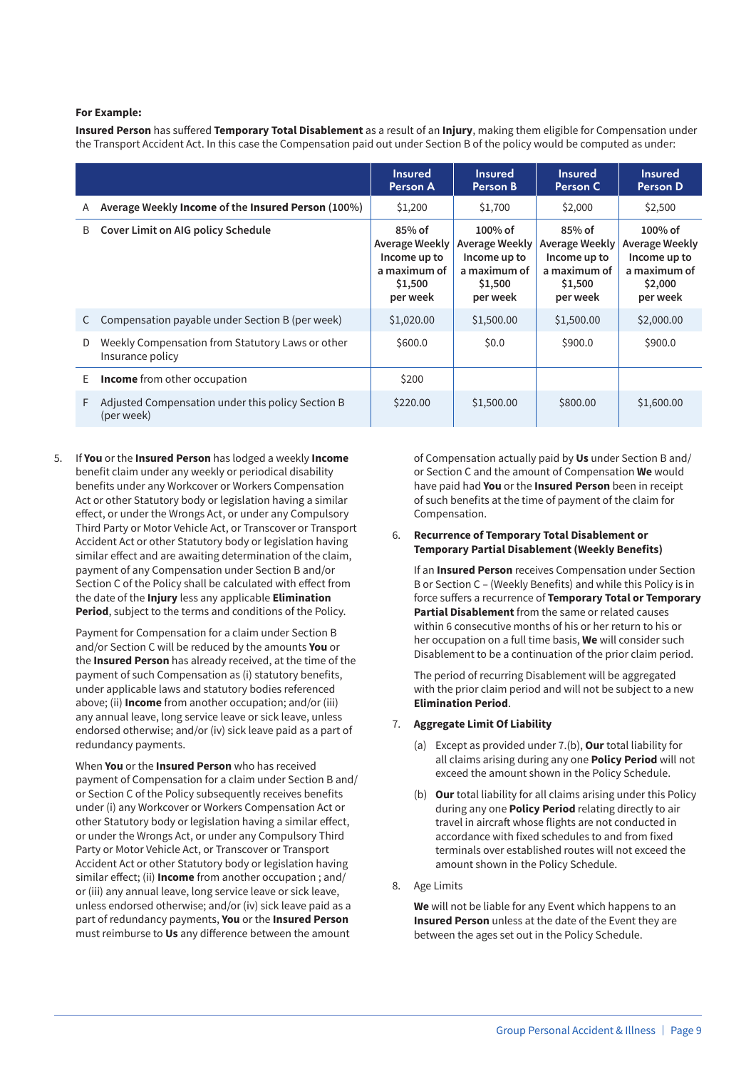**For Example:**

**Insured Person** has suffered **Temporary Total Disablement** as a result of an **Injury**, making them eligible for Compensation under the Transport Accident Act. In this case the Compensation paid out under Section B of the policy would be computed as under:

| | | Insured Person A | Insured Person B | Insured Person C | Insured Person D |
|---|---|---|---|---|---|
| A | **Average Weekly Income of the Insured Person** (100%) | $1,200 | $1,700 | $2,000 | $2,500 |
| B | **Cover Limit on AIG policy Schedule** | 85% of Average Weekly Income up to a maximum of $1,500 per week | 100% of Average Weekly Income up to a maximum of $1,500 per week | 85% of Average Weekly Income up to a maximum of $1,500 per week | 100% of Average Weekly Income up to a maximum of $2,000 per week |
| C | Compensation payable under Section B (per week) | $1,020.00 | $1,500.00 | $1,500.00 | $2,000.00 |
| D | Weekly Compensation from Statutory Laws or other Insurance policy | $600.0 | $0.0 | $900.0 | $900.0 |
| E | **Income** from other occupation | $200 | | | |
| F | Adjusted Compensation under this policy Section B (per week) | $220.00 | $1,500.00 | $800.00 | $1,600.00 |

5. If **You** or the **Insured Person** has lodged a weekly **Income** benefit claim under any weekly or periodical disability benefits under any Workcover or Workers Compensation Act or other Statutory body or legislation having a similar effect, or under the Wrongs Act, or under any Compulsory Third Party or Motor Vehicle Act, or Transcover or Transport Accident Act or other Statutory body or legislation having similar effect and are awaiting determination of the claim, payment of any Compensation under Section B and/or Section C of the Policy shall be calculated with effect from the date of the **Injury** less any applicable **Elimination Period**, subject to the terms and conditions of the Policy.

   Payment for Compensation for a claim under Section B and/or Section C will be reduced by the amounts **You** or the **Insured Person** has already received, at the time of the payment of such Compensation as (i) statutory benefits, under applicable laws and statutory bodies referenced above; (ii) **Income** from another occupation; and/or (iii) any annual leave, long service leave or sick leave, unless endorsed otherwise; and/or (iv) sick leave paid as a part of redundancy payments.

   When **You** or the **Insured Person** who has received payment of Compensation for a claim under Section B and/or Section C of the Policy subsequently receives benefits under (i) any Workcover or Workers Compensation Act or other Statutory body or legislation having a similar effect, or under the Wrongs Act, or under any Compulsory Third Party or Motor Vehicle Act, or Transcover or Transport Accident Act or other Statutory body or legislation having similar effect; (ii) **Income** from another occupation ; and/or (iii) any annual leave, long service leave or sick leave, unless endorsed otherwise; and/or (iv) sick leave paid as a part of redundancy payments, **You** or the **Insured Person** must reimburse to **Us** any difference between the amount of Compensation actually paid by **Us** under Section B and/or Section C and the amount of Compensation **We** would have paid had **You** or the **Insured Person** been in receipt of such benefits at the time of payment of the claim for Compensation.

6. **Recurrence of Temporary Total Disablement or Temporary Partial Disablement (Weekly Benefits)**

   If an **Insured Person** receives Compensation under Section B or Section C – (Weekly Benefits) and while this Policy is in force suffers a recurrence of **Temporary Total or Temporary Partial Disablement** from the same or related causes within 6 consecutive months of his or her return to his or her occupation on a full time basis, **We** will consider such Disablement to be a continuation of the prior claim period.

   The period of recurring Disablement will be aggregated with the prior claim period and will not be subject to a new **Elimination Period**.

7. **Aggregate Limit Of Liability**

   (a) Except as provided under 7.(b), **Our** total liability for all claims arising during any one **Policy Period** will not exceed the amount shown in the Policy Schedule.

   (b) **Our** total liability for all claims arising under this Policy during any one **Policy Period** relating directly to air travel in aircraft whose flights are not conducted in accordance with fixed schedules to and from fixed terminals over established routes will not exceed the amount shown in the Policy Schedule.

8. Age Limits

   **We** will not be liable for any Event which happens to an **Insured Person** unless at the date of the Event they are between the ages set out in the Policy Schedule.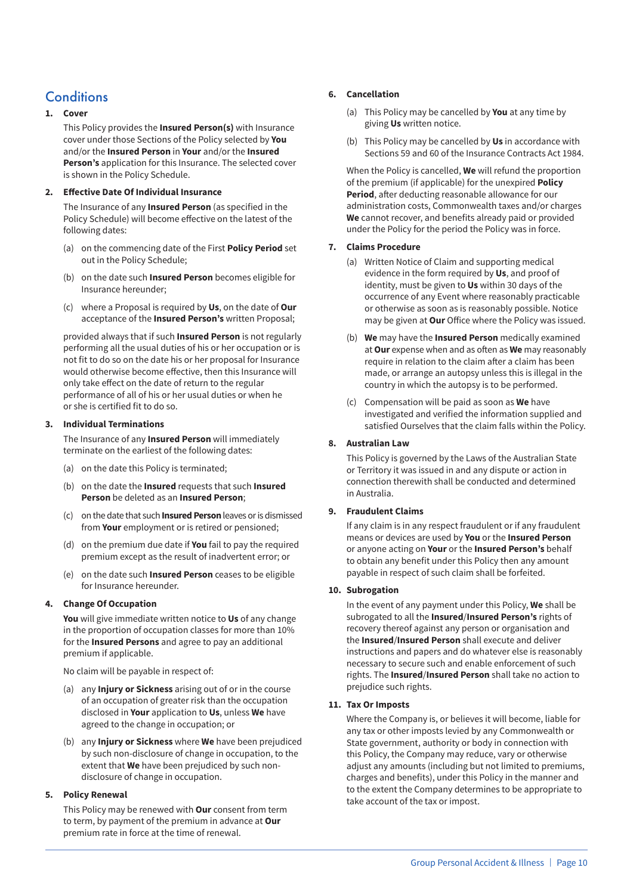# Conditions

## 1. Cover

This Policy provides the **Insured Person(s)** with Insurance cover under those Sections of the Policy selected by **You** and/or the **Insured Person** in **Your** and/or the **Insured Person's** application for this Insurance. The selected cover is shown in the Policy Schedule.

## 2. Effective Date Of Individual Insurance

The Insurance of any **Insured Person** (as specified in the Policy Schedule) will become effective on the latest of the following dates:

(a) on the commencing date of the First **Policy Period** set out in the Policy Schedule;

(b) on the date such **Insured Person** becomes eligible for Insurance hereunder;

(c) where a Proposal is required by **Us**, on the date of **Our** acceptance of the **Insured Person's** written Proposal;

provided always that if such **Insured Person** is not regularly performing all the usual duties of his or her occupation or is not fit to do so on the date his or her proposal for Insurance would otherwise become effective, then this Insurance will only take effect on the date of return to the regular performance of all of his or her usual duties or when he or she is certified fit to do so.

## 3. Individual Terminations

The Insurance of any **Insured Person** will immediately terminate on the earliest of the following dates:

(a) on the date this Policy is terminated;

(b) on the date the **Insured** requests that such **Insured Person** be deleted as an **Insured Person**;

(c) on the date that such **Insured Person** leaves or is dismissed from **Your** employment or is retired or pensioned;

(d) on the premium due date if **You** fail to pay the required premium except as the result of inadvertent error; or

(e) on the date such **Insured Person** ceases to be eligible for Insurance hereunder.

## 4. Change Of Occupation

**You** will give immediate written notice to **Us** of any change in the proportion of occupation classes for more than 10% for the **Insured Persons** and agree to pay an additional premium if applicable.

No claim will be payable in respect of:

(a) any **Injury or Sickness** arising out of or in the course of an occupation of greater risk than the occupation disclosed in **Your** application to **Us**, unless **We** have agreed to the change in occupation; or

(b) any **Injury or Sickness** where **We** have been prejudiced by such non-disclosure of change in occupation, to the extent that **We** have been prejudiced by such non-disclosure of change in occupation.

## 5. Policy Renewal

This Policy may be renewed with **Our** consent from term to term, by payment of the premium in advance at **Our** premium rate in force at the time of renewal.

## 6. Cancellation

(a) This Policy may be cancelled by **You** at any time by giving **Us** written notice.

(b) This Policy may be cancelled by **Us** in accordance with Sections 59 and 60 of the Insurance Contracts Act 1984.

When the Policy is cancelled, **We** will refund the proportion of the premium (if applicable) for the unexpired **Policy Period**, after deducting reasonable allowance for our administration costs, Commonwealth taxes and/or charges **We** cannot recover, and benefits already paid or provided under the Policy for the period the Policy was in force.

## 7. Claims Procedure

(a) Written Notice of Claim and supporting medical evidence in the form required by **Us**, and proof of identity, must be given to **Us** within 30 days of the occurrence of any Event where reasonably practicable or otherwise as soon as is reasonably possible. Notice may be given at **Our** Office where the Policy was issued.

(b) **We** may have the **Insured Person** medically examined at **Our** expense when and as often as **We** may reasonably require in relation to the claim after a claim has been made, or arrange an autopsy unless this is illegal in the country in which the autopsy is to be performed.

(c) Compensation will be paid as soon as **We** have investigated and verified the information supplied and satisfied Ourselves that the claim falls within the Policy.

## 8. Australian Law

This Policy is governed by the Laws of the Australian State or Territory it was issued in and any dispute or action in connection therewith shall be conducted and determined in Australia.

## 9. Fraudulent Claims

If any claim is in any respect fraudulent or if any fraudulent means or devices are used by **You** or the **Insured Person** or anyone acting on **Your** or the **Insured Person's** behalf to obtain any benefit under this Policy then any amount payable in respect of such claim shall be forfeited.

## 10. Subrogation

In the event of any payment under this Policy, **We** shall be subrogated to all the **Insured**/**Insured Person's** rights of recovery thereof against any person or organisation and the **Insured**/**Insured Person** shall execute and deliver instructions and papers and do whatever else is reasonably necessary to secure such and enable enforcement of such rights. The **Insured**/**Insured Person** shall take no action to prejudice such rights.

## 11. Tax Or Imposts

Where the Company is, or believes it will become, liable for any tax or other imposts levied by any Commonwealth or State government, authority or body in connection with this Policy, the Company may reduce, vary or otherwise adjust any amounts (including but not limited to premiums, charges and benefits), under this Policy in the manner and to the extent the Company determines to be appropriate to take account of the tax or impost.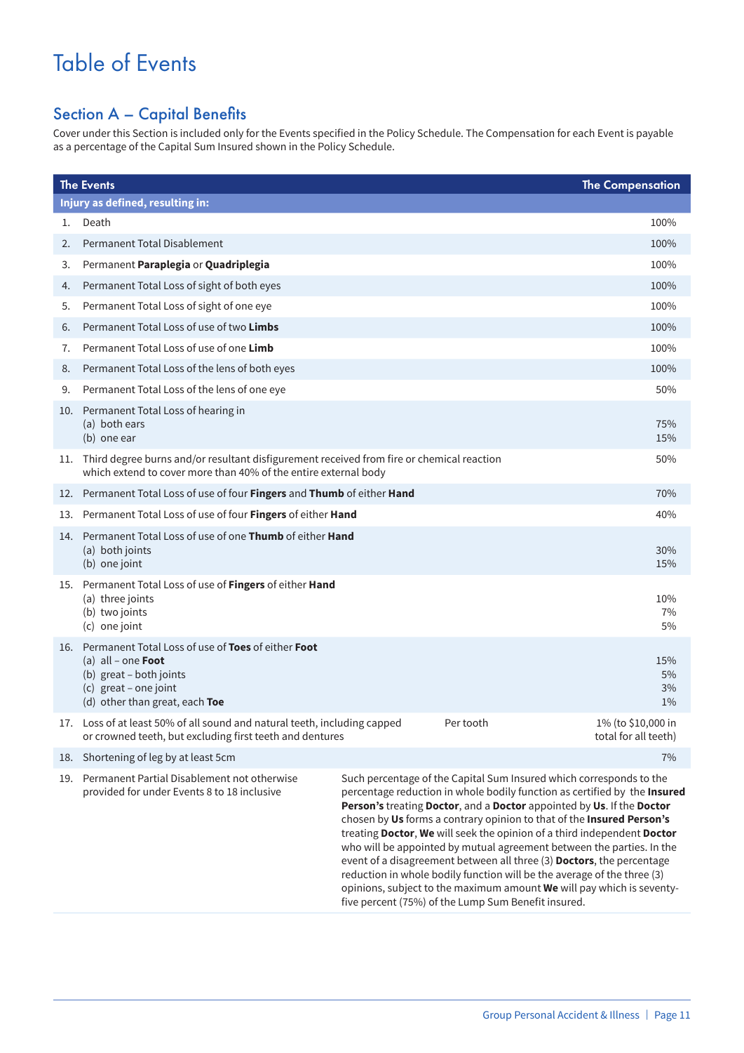# Table of Events

## Section A – Capital Benefits

Cover under this Section is included only for the Events specified in the Policy Schedule. The Compensation for each Event is payable as a percentage of the Capital Sum Insured shown in the Policy Schedule.

| The Events | | | The Compensation |
|---|---|---|---|
| **Injury as defined, resulting in:** | | | |
| 1. | Death | | 100% |
| 2. | Permanent Total Disablement | | 100% |
| 3. | Permanent **Paraplegia** or **Quadriplegia** | | 100% |
| 4. | Permanent Total Loss of sight of both eyes | | 100% |
| 5. | Permanent Total Loss of sight of one eye | | 100% |
| 6. | Permanent Total Loss of use of two **Limbs** | | 100% |
| 7. | Permanent Total Loss of use of one **Limb** | | 100% |
| 8. | Permanent Total Loss of the lens of both eyes | | 100% |
| 9. | Permanent Total Loss of the lens of one eye | | 50% |
| 10. | Permanent Total Loss of hearing in<br>(a) both ears<br>(b) one ear | | <br>75%<br>15% |
| 11. | Third degree burns and/or resultant disfigurement received from fire or chemical reaction which extend to cover more than 40% of the entire external body | | 50% |
| 12. | Permanent Total Loss of use of four **Fingers** and **Thumb** of either **Hand** | | 70% |
| 13. | Permanent Total Loss of use of four **Fingers** of either **Hand** | | 40% |
| 14. | Permanent Total Loss of use of one **Thumb** of either **Hand**<br>(a) both joints<br>(b) one joint | | <br>30%<br>15% |
| 15. | Permanent Total Loss of use of **Fingers** of either **Hand**<br>(a) three joints<br>(b) two joints<br>(c) one joint | | <br>10%<br>7%<br>5% |
| 16. | Permanent Total Loss of use of **Toes** of either **Foot**<br>(a) all – one **Foot**<br>(b) great – both joints<br>(c) great – one joint<br>(d) other than great, each **Toe** | | <br>15%<br>5%<br>3%<br>1% |
| 17. | Loss of at least 50% of all sound and natural teeth, including capped or crowned teeth, but excluding first teeth and dentures | Per tooth | 1% (to $10,000 in total for all teeth) |
| 18. | Shortening of leg by at least 5cm | | 7% |
| 19. | Permanent Partial Disablement not otherwise provided for under Events 8 to 18 inclusive | | Such percentage of the Capital Sum Insured which corresponds to the percentage reduction in whole bodily function as certified by the **Insured Person's** treating **Doctor**, and a **Doctor** appointed by **Us**. If the **Doctor** chosen by **Us** forms a contrary opinion to that of the **Insured Person's** treating **Doctor**, **We** will seek the opinion of a third independent **Doctor** who will be appointed by mutual agreement between the parties. In the event of a disagreement between all three (3) **Doctors**, the percentage reduction in whole bodily function will be the average of the three (3) opinions, subject to the maximum amount **We** will pay which is seventy-five percent (75%) of the Lump Sum Benefit insured. |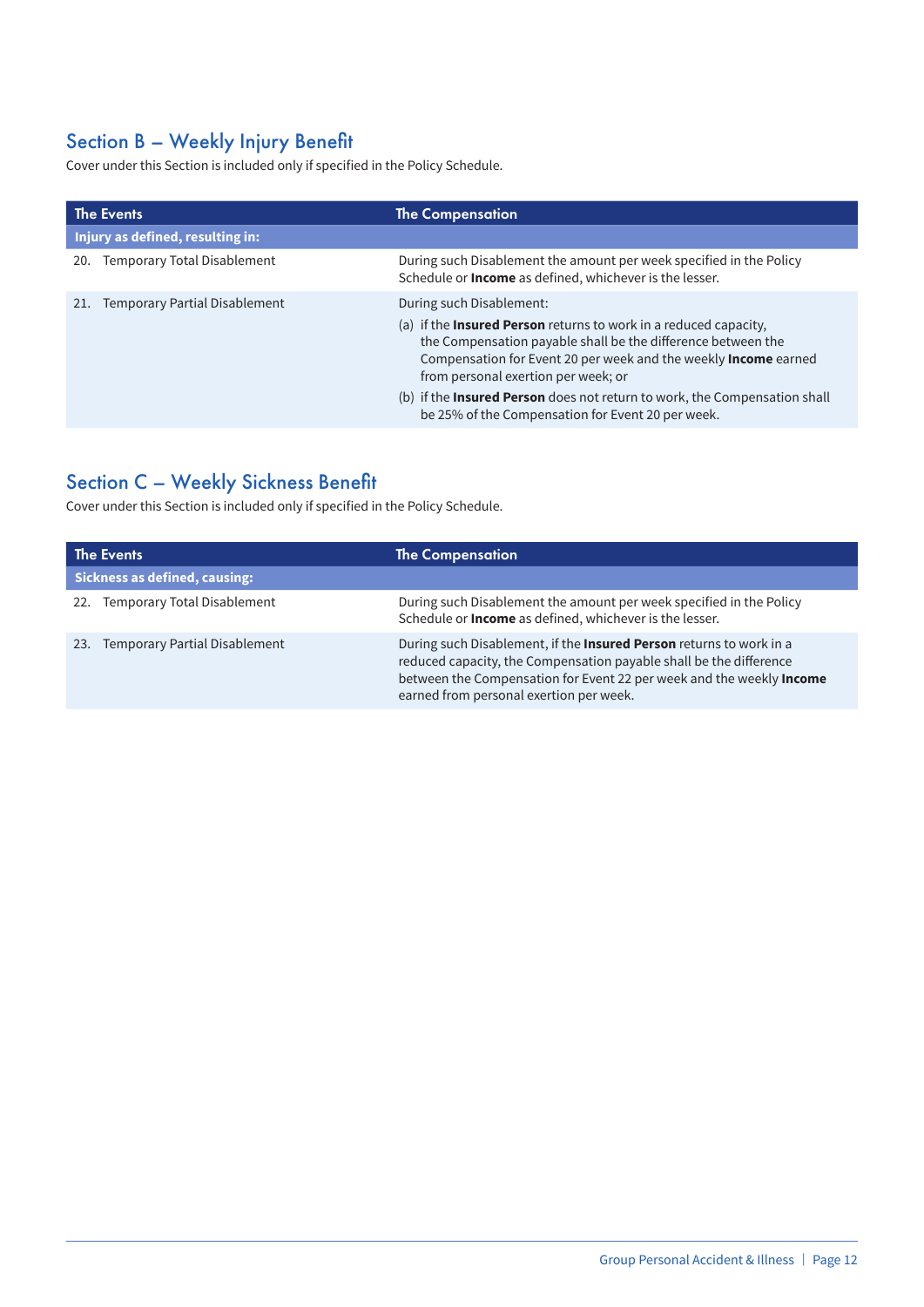## Section B – Weekly Injury Benefit

Cover under this Section is included only if specified in the Policy Schedule.

| The Events | The Compensation |
|---|---|
| **Injury as defined, resulting in:** | |
| 20. Temporary Total Disablement | During such Disablement the amount per week specified in the Policy Schedule or **Income** as defined, whichever is the lesser. |
| 21. Temporary Partial Disablement | During such Disablement:<br>(a) if the **Insured Person** returns to work in a reduced capacity, the Compensation payable shall be the difference between the Compensation for Event 20 per week and the weekly **Income** earned from personal exertion per week; or<br>(b) if the **Insured Person** does not return to work, the Compensation shall be 25% of the Compensation for Event 20 per week. |

## Section C – Weekly Sickness Benefit

Cover under this Section is included only if specified in the Policy Schedule.

| The Events | The Compensation |
|---|---|
| **Sickness as defined, causing:** | |
| 22. Temporary Total Disablement | During such Disablement the amount per week specified in the Policy Schedule or **Income** as defined, whichever is the lesser. |
| 23. Temporary Partial Disablement | During such Disablement, if the **Insured Person** returns to work in a reduced capacity, the Compensation payable shall be the difference between the Compensation for Event 22 per week and the weekly **Income** earned from personal exertion per week. |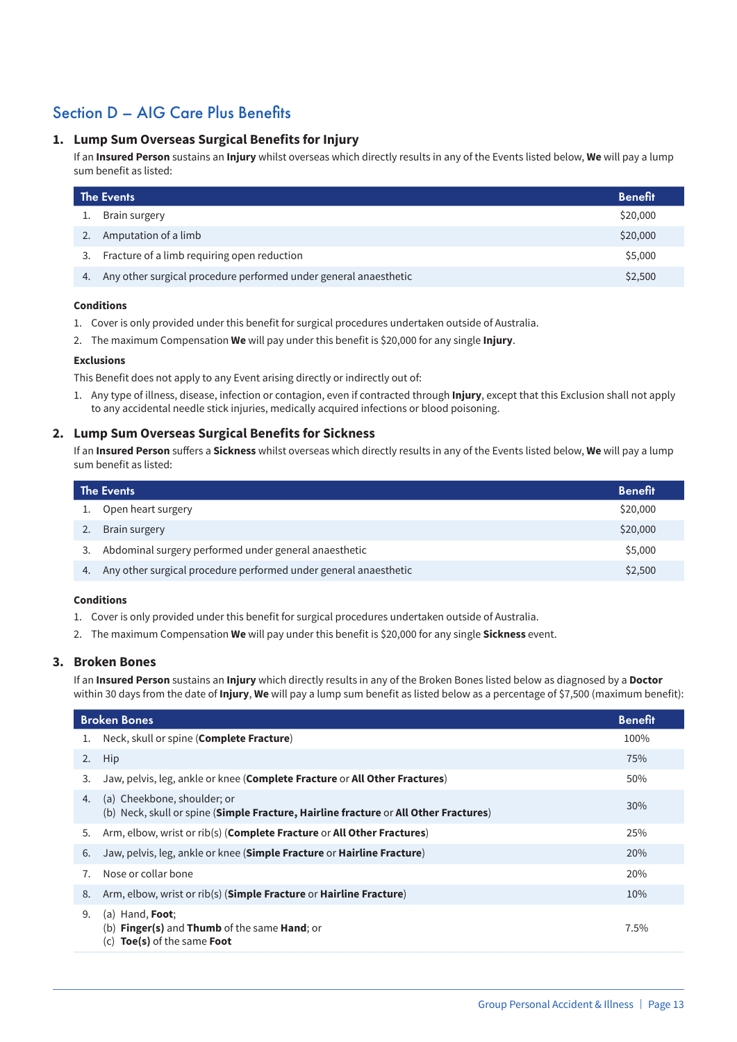## Section D – AIG Care Plus Benefits

### 1. Lump Sum Overseas Surgical Benefits for Injury

If an **Insured Person** sustains an **Injury** whilst overseas which directly results in any of the Events listed below, **We** will pay a lump sum benefit as listed:

| The Events | | Benefit |
|---|---|---|
| 1. | Brain surgery | $20,000 |
| 2. | Amputation of a limb | $20,000 |
| 3. | Fracture of a limb requiring open reduction | $5,000 |
| 4. | Any other surgical procedure performed under general anaesthetic | $2,500 |

**Conditions**

1. Cover is only provided under this benefit for surgical procedures undertaken outside of Australia.
2. The maximum Compensation **We** will pay under this benefit is $20,000 for any single **Injury**.

**Exclusions**

This Benefit does not apply to any Event arising directly or indirectly out of:

1. Any type of illness, disease, infection or contagion, even if contracted through **Injury**, except that this Exclusion shall not apply to any accidental needle stick injuries, medically acquired infections or blood poisoning.

### 2. Lump Sum Overseas Surgical Benefits for Sickness

If an **Insured Person** suffers a **Sickness** whilst overseas which directly results in any of the Events listed below, **We** will pay a lump sum benefit as listed:

| The Events | | Benefit |
|---|---|---|
| 1. | Open heart surgery | $20,000 |
| 2. | Brain surgery | $20,000 |
| 3. | Abdominal surgery performed under general anaesthetic | $5,000 |
| 4. | Any other surgical procedure performed under general anaesthetic | $2,500 |

**Conditions**

1. Cover is only provided under this benefit for surgical procedures undertaken outside of Australia.
2. The maximum Compensation **We** will pay under this benefit is $20,000 for any single **Sickness** event.

### 3. Broken Bones

If an **Insured Person** sustains an **Injury** which directly results in any of the Broken Bones listed below as diagnosed by a **Doctor** within 30 days from the date of **Injury**, **We** will pay a lump sum benefit as listed below as a percentage of $7,500 (maximum benefit):

| Broken Bones | | Benefit |
|---|---|---|
| 1. | Neck, skull or spine (**Complete Fracture**) | 100% |
| 2. | Hip | 75% |
| 3. | Jaw, pelvis, leg, ankle or knee (**Complete Fracture** or **All Other Fractures**) | 50% |
| 4. | (a) Cheekbone, shoulder; or<br>(b) Neck, skull or spine (**Simple Fracture, Hairline fracture** or **All Other Fractures**) | 30% |
| 5. | Arm, elbow, wrist or rib(s) (**Complete Fracture** or **All Other Fractures**) | 25% |
| 6. | Jaw, pelvis, leg, ankle or knee (**Simple Fracture** or **Hairline Fracture**) | 20% |
| 7. | Nose or collar bone | 20% |
| 8. | Arm, elbow, wrist or rib(s) (**Simple Fracture** or **Hairline Fracture**) | 10% |
| 9. | (a) Hand, **Foot**;<br>(b) **Finger(s)** and **Thumb** of the same **Hand**; or<br>(c) **Toe(s)** of the same **Foot** | 7.5% |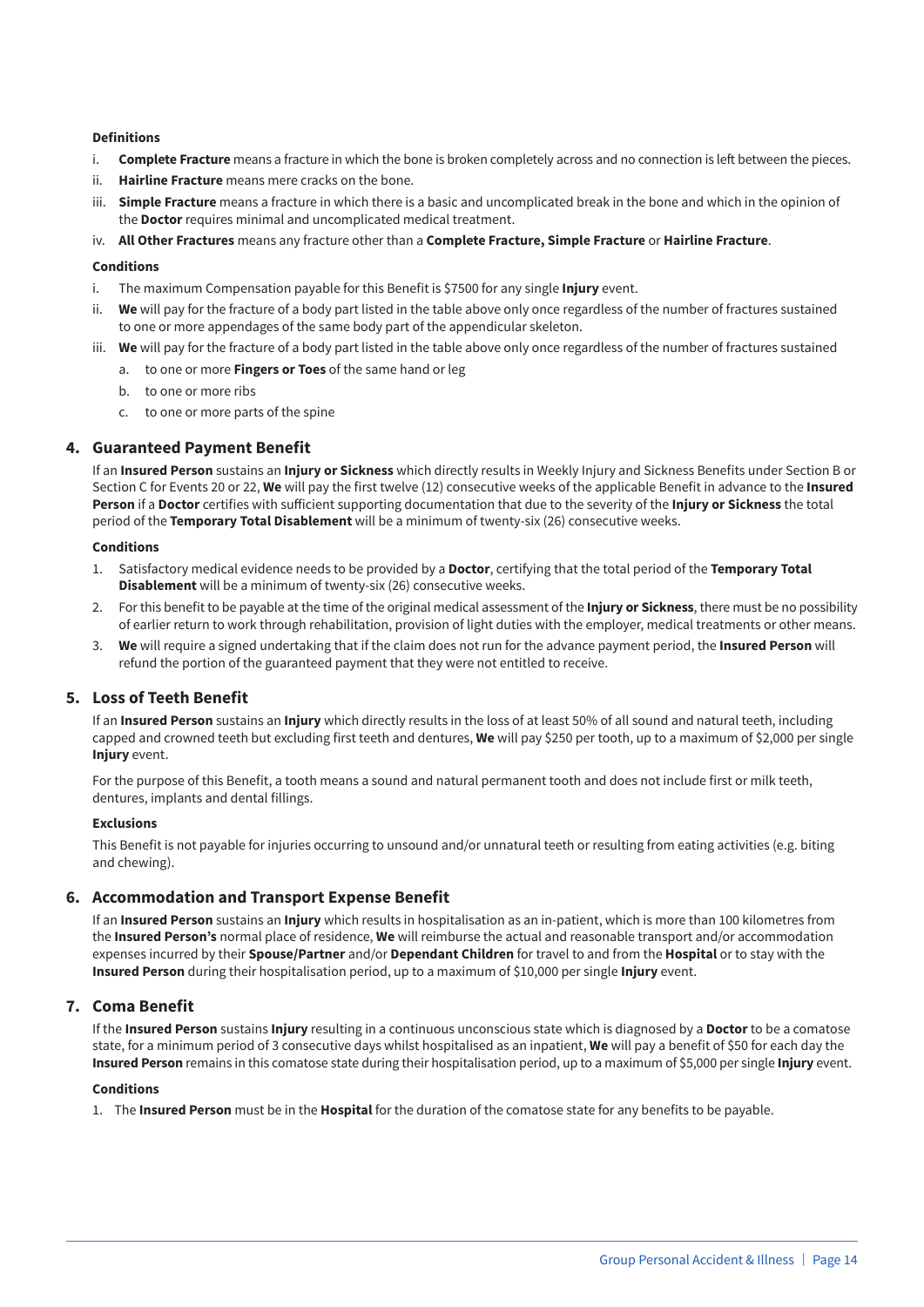**Definitions**

i. **Complete Fracture** means a fracture in which the bone is broken completely across and no connection is left between the pieces.

ii. **Hairline Fracture** means mere cracks on the bone.

iii. **Simple Fracture** means a fracture in which there is a basic and uncomplicated break in the bone and which in the opinion of the **Doctor** requires minimal and uncomplicated medical treatment.

iv. **All Other Fractures** means any fracture other than a **Complete Fracture, Simple Fracture** or **Hairline Fracture**.

**Conditions**

i. The maximum Compensation payable for this Benefit is $7500 for any single **Injury** event.

ii. **We** will pay for the fracture of a body part listed in the table above only once regardless of the number of fractures sustained to one or more appendages of the same body part of the appendicular skeleton.

iii. **We** will pay for the fracture of a body part listed in the table above only once regardless of the number of fractures sustained
   a. to one or more **Fingers or Toes** of the same hand or leg
   b. to one or more ribs
   c. to one or more parts of the spine

## 4. Guaranteed Payment Benefit

If an **Insured Person** sustains an **Injury or Sickness** which directly results in Weekly Injury and Sickness Benefits under Section B or Section C for Events 20 or 22, **We** will pay the first twelve (12) consecutive weeks of the applicable Benefit in advance to the **Insured Person** if a **Doctor** certifies with sufficient supporting documentation that due to the severity of the **Injury or Sickness** the total period of the **Temporary Total Disablement** will be a minimum of twenty-six (26) consecutive weeks.

**Conditions**

1. Satisfactory medical evidence needs to be provided by a **Doctor**, certifying that the total period of the **Temporary Total Disablement** will be a minimum of twenty-six (26) consecutive weeks.
2. For this benefit to be payable at the time of the original medical assessment of the **Injury or Sickness**, there must be no possibility of earlier return to work through rehabilitation, provision of light duties with the employer, medical treatments or other means.
3. **We** will require a signed undertaking that if the claim does not run for the advance payment period, the **Insured Person** will refund the portion of the guaranteed payment that they were not entitled to receive.

## 5. Loss of Teeth Benefit

If an **Insured Person** sustains an **Injury** which directly results in the loss of at least 50% of all sound and natural teeth, including capped and crowned teeth but excluding first teeth and dentures, **We** will pay $250 per tooth, up to a maximum of $2,000 per single **Injury** event.

For the purpose of this Benefit, a tooth means a sound and natural permanent tooth and does not include first or milk teeth, dentures, implants and dental fillings.

**Exclusions**

This Benefit is not payable for injuries occurring to unsound and/or unnatural teeth or resulting from eating activities (e.g. biting and chewing).

## 6. Accommodation and Transport Expense Benefit

If an **Insured Person** sustains an **Injury** which results in hospitalisation as an in-patient, which is more than 100 kilometres from the **Insured Person's** normal place of residence, **We** will reimburse the actual and reasonable transport and/or accommodation expenses incurred by their **Spouse/Partner** and/or **Dependant Children** for travel to and from the **Hospital** or to stay with the **Insured Person** during their hospitalisation period, up to a maximum of $10,000 per single **Injury** event.

## 7. Coma Benefit

If the **Insured Person** sustains **Injury** resulting in a continuous unconscious state which is diagnosed by a **Doctor** to be a comatose state, for a minimum period of 3 consecutive days whilst hospitalised as an inpatient, **We** will pay a benefit of $50 for each day the **Insured Person** remains in this comatose state during their hospitalisation period, up to a maximum of $5,000 per single **Injury** event.

**Conditions**

1. The **Insured Person** must be in the **Hospital** for the duration of the comatose state for any benefits to be payable.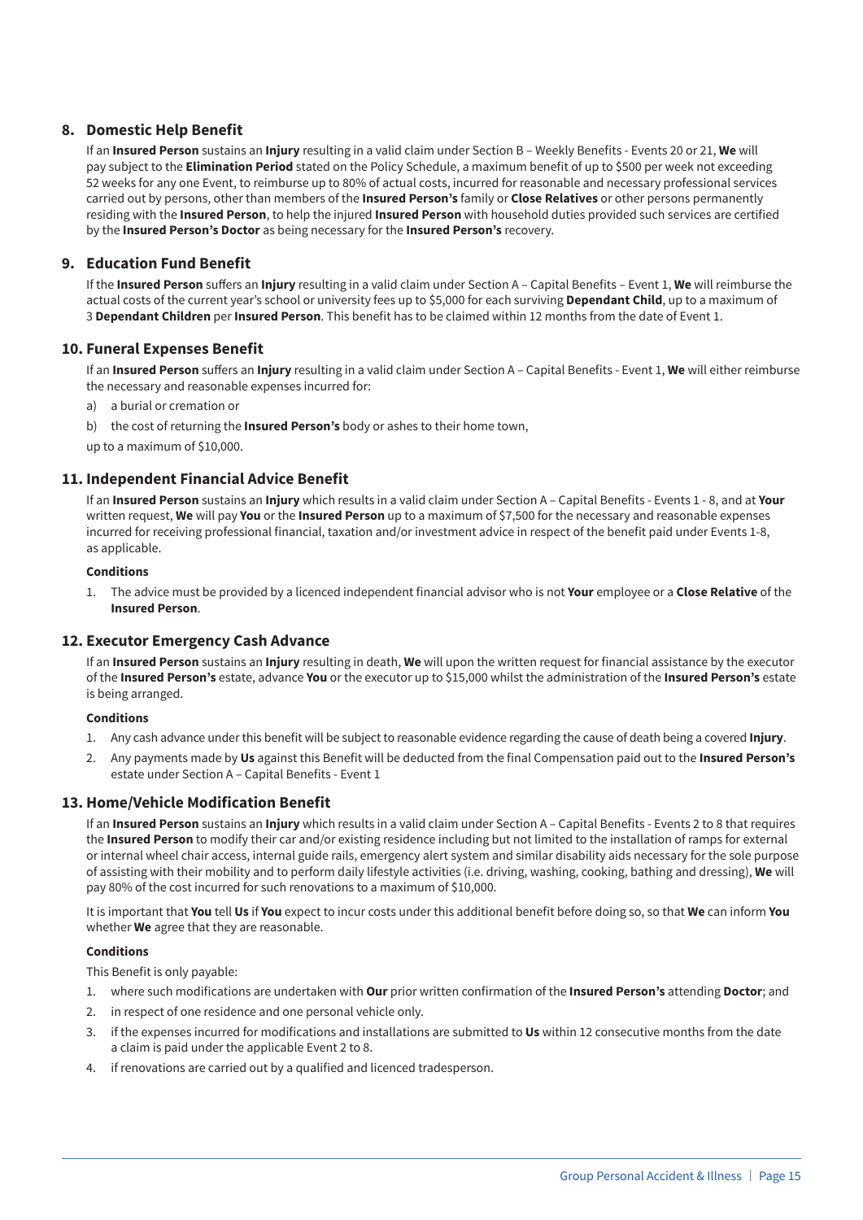## 8. Domestic Help Benefit

If an **Insured Person** sustains an **Injury** resulting in a valid claim under Section B – Weekly Benefits - Events 20 or 21, **We** will pay subject to the **Elimination Period** stated on the Policy Schedule, a maximum benefit of up to $500 per week not exceeding 52 weeks for any one Event, to reimburse up to 80% of actual costs, incurred for reasonable and necessary professional services carried out by persons, other than members of the **Insured Person's** family or **Close Relatives** or other persons permanently residing with the **Insured Person**, to help the injured **Insured Person** with household duties provided such services are certified by the **Insured Person's Doctor** as being necessary for the **Insured Person's** recovery.

## 9. Education Fund Benefit

If the **Insured Person** suffers an **Injury** resulting in a valid claim under Section A – Capital Benefits – Event 1, **We** will reimburse the actual costs of the current year's school or university fees up to $5,000 for each surviving **Dependant Child**, up to a maximum of 3 **Dependant Children** per **Insured Person**. This benefit has to be claimed within 12 months from the date of Event 1.

## 10. Funeral Expenses Benefit

If an **Insured Person** suffers an **Injury** resulting in a valid claim under Section A – Capital Benefits - Event 1, **We** will either reimburse the necessary and reasonable expenses incurred for:

a) a burial or cremation or

b) the cost of returning the **Insured Person's** body or ashes to their home town,

up to a maximum of $10,000.

## 11. Independent Financial Advice Benefit

If an **Insured Person** sustains an **Injury** which results in a valid claim under Section A – Capital Benefits - Events 1 - 8, and at **Your** written request, **We** will pay **You** or the **Insured Person** up to a maximum of $7,500 for the necessary and reasonable expenses incurred for receiving professional financial, taxation and/or investment advice in respect of the benefit paid under Events 1-8, as applicable.

**Conditions**

1. The advice must be provided by a licenced independent financial advisor who is not **Your** employee or a **Close Relative** of the **Insured Person**.

## 12. Executor Emergency Cash Advance

If an **Insured Person** sustains an **Injury** resulting in death, **We** will upon the written request for financial assistance by the executor of the **Insured Person's** estate, advance **You** or the executor up to $15,000 whilst the administration of the **Insured Person's** estate is being arranged.

**Conditions**

1. Any cash advance under this benefit will be subject to reasonable evidence regarding the cause of death being a covered **Injury**.
2. Any payments made by **Us** against this Benefit will be deducted from the final Compensation paid out to the **Insured Person's** estate under Section A – Capital Benefits - Event 1

## 13. Home/Vehicle Modification Benefit

If an **Insured Person** sustains an **Injury** which results in a valid claim under Section A – Capital Benefits - Events 2 to 8 that requires the **Insured Person** to modify their car and/or existing residence including but not limited to the installation of ramps for external or internal wheel chair access, internal guide rails, emergency alert system and similar disability aids necessary for the sole purpose of assisting with their mobility and to perform daily lifestyle activities (i.e. driving, washing, cooking, bathing and dressing), **We** will pay 80% of the cost incurred for such renovations to a maximum of $10,000.

It is important that **You** tell **Us** if **You** expect to incur costs under this additional benefit before doing so, so that **We** can inform **You** whether **We** agree that they are reasonable.

**Conditions**

This Benefit is only payable:

1. where such modifications are undertaken with **Our** prior written confirmation of the **Insured Person's** attending **Doctor**; and
2. in respect of one residence and one personal vehicle only.
3. if the expenses incurred for modifications and installations are submitted to **Us** within 12 consecutive months from the date a claim is paid under the applicable Event 2 to 8.
4. if renovations are carried out by a qualified and licenced tradesperson.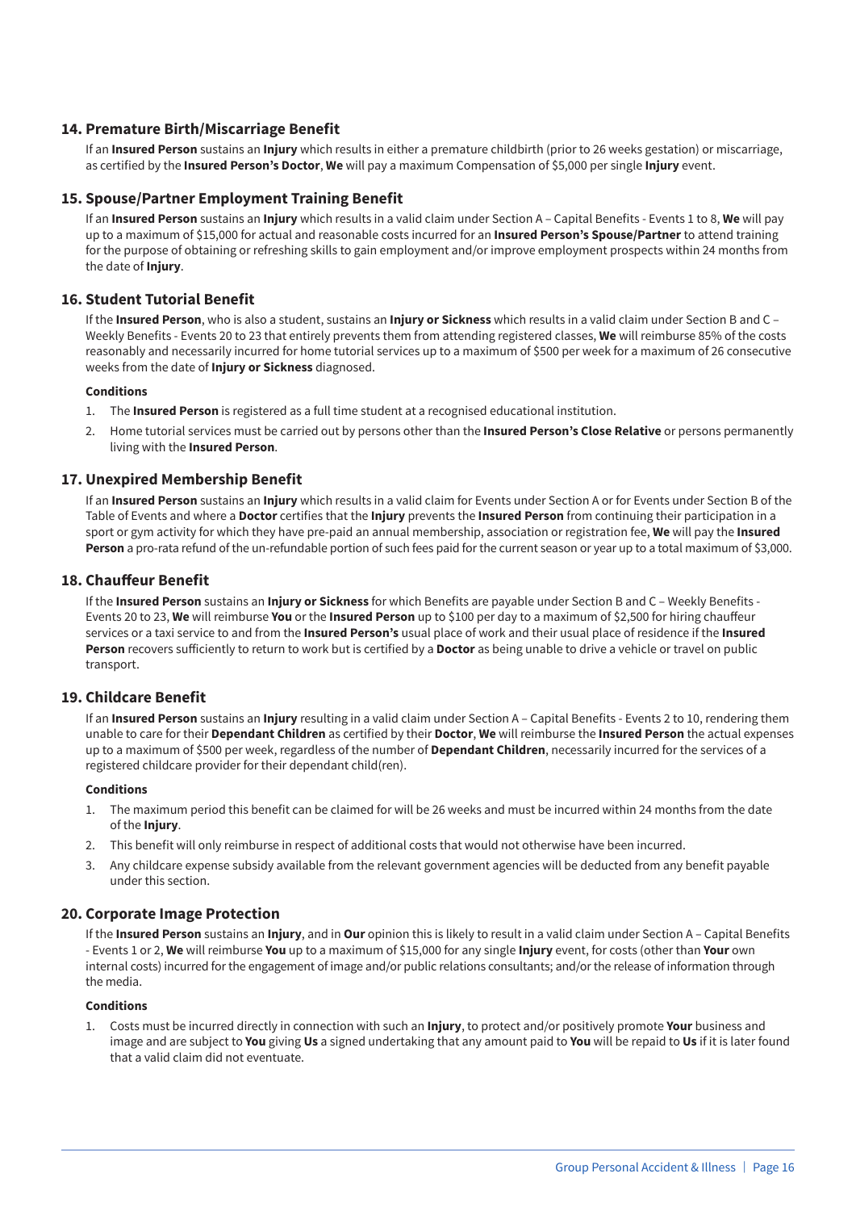## 14. Premature Birth/Miscarriage Benefit

If an **Insured Person** sustains an **Injury** which results in either a premature childbirth (prior to 26 weeks gestation) or miscarriage, as certified by the **Insured Person's Doctor**, **We** will pay a maximum Compensation of $5,000 per single **Injury** event.

## 15. Spouse/Partner Employment Training Benefit

If an **Insured Person** sustains an **Injury** which results in a valid claim under Section A – Capital Benefits - Events 1 to 8, **We** will pay up to a maximum of $15,000 for actual and reasonable costs incurred for an **Insured Person's Spouse/Partner** to attend training for the purpose of obtaining or refreshing skills to gain employment and/or improve employment prospects within 24 months from the date of **Injury**.

## 16. Student Tutorial Benefit

If the **Insured Person**, who is also a student, sustains an **Injury or Sickness** which results in a valid claim under Section B and C – Weekly Benefits - Events 20 to 23 that entirely prevents them from attending registered classes, **We** will reimburse 85% of the costs reasonably and necessarily incurred for home tutorial services up to a maximum of $500 per week for a maximum of 26 consecutive weeks from the date of **Injury or Sickness** diagnosed.

**Conditions**

1. The **Insured Person** is registered as a full time student at a recognised educational institution.
2. Home tutorial services must be carried out by persons other than the **Insured Person's Close Relative** or persons permanently living with the **Insured Person**.

## 17. Unexpired Membership Benefit

If an **Insured Person** sustains an **Injury** which results in a valid claim for Events under Section A or for Events under Section B of the Table of Events and where a **Doctor** certifies that the **Injury** prevents the **Insured Person** from continuing their participation in a sport or gym activity for which they have pre-paid an annual membership, association or registration fee, **We** will pay the **Insured Person** a pro-rata refund of the un-refundable portion of such fees paid for the current season or year up to a total maximum of $3,000.

## 18. Chauffeur Benefit

If the **Insured Person** sustains an **Injury or Sickness** for which Benefits are payable under Section B and C – Weekly Benefits - Events 20 to 23, **We** will reimburse **You** or the **Insured Person** up to $100 per day to a maximum of $2,500 for hiring chauffeur services or a taxi service to and from the **Insured Person's** usual place of work and their usual place of residence if the **Insured Person** recovers sufficiently to return to work but is certified by a **Doctor** as being unable to drive a vehicle or travel on public transport.

## 19. Childcare Benefit

If an **Insured Person** sustains an **Injury** resulting in a valid claim under Section A – Capital Benefits - Events 2 to 10, rendering them unable to care for their **Dependant Children** as certified by their **Doctor**, **We** will reimburse the **Insured Person** the actual expenses up to a maximum of $500 per week, regardless of the number of **Dependant Children**, necessarily incurred for the services of a registered childcare provider for their dependant child(ren).

**Conditions**

1. The maximum period this benefit can be claimed for will be 26 weeks and must be incurred within 24 months from the date of the **Injury**.
2. This benefit will only reimburse in respect of additional costs that would not otherwise have been incurred.
3. Any childcare expense subsidy available from the relevant government agencies will be deducted from any benefit payable under this section.

## 20. Corporate Image Protection

If the **Insured Person** sustains an **Injury**, and in **Our** opinion this is likely to result in a valid claim under Section A – Capital Benefits - Events 1 or 2, **We** will reimburse **You** up to a maximum of $15,000 for any single **Injury** event, for costs (other than **Your** own internal costs) incurred for the engagement of image and/or public relations consultants; and/or the release of information through the media.

**Conditions**

1. Costs must be incurred directly in connection with such an **Injury**, to protect and/or positively promote **Your** business and image and are subject to **You** giving **Us** a signed undertaking that any amount paid to **You** will be repaid to **Us** if it is later found that a valid claim did not eventuate.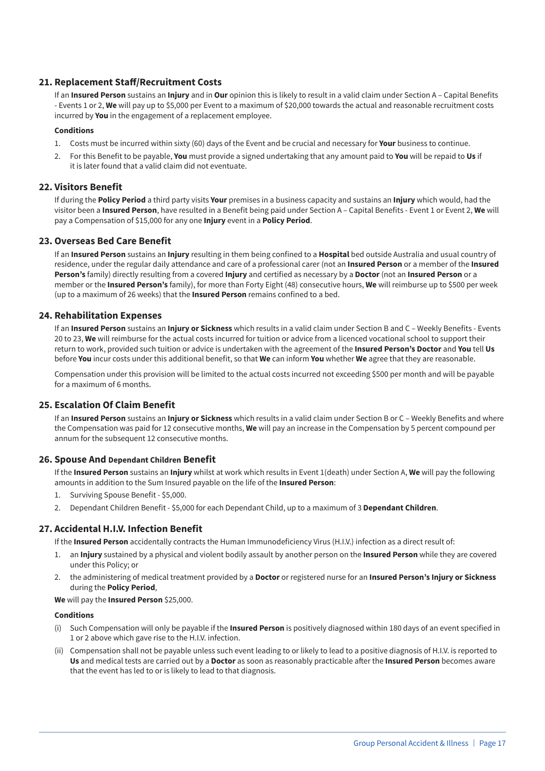## 21. Replacement Staff/Recruitment Costs

If an **Insured Person** sustains an **Injury** and in **Our** opinion this is likely to result in a valid claim under Section A – Capital Benefits - Events 1 or 2, **We** will pay up to $5,000 per Event to a maximum of $20,000 towards the actual and reasonable recruitment costs incurred by **You** in the engagement of a replacement employee.

**Conditions**

1. Costs must be incurred within sixty (60) days of the Event and be crucial and necessary for **Your** business to continue.
2. For this Benefit to be payable, **You** must provide a signed undertaking that any amount paid to **You** will be repaid to **Us** if it is later found that a valid claim did not eventuate.

## 22. Visitors Benefit

If during the **Policy Period** a third party visits **Your** premises in a business capacity and sustains an **Injury** which would, had the visitor been a **Insured Person**, have resulted in a Benefit being paid under Section A – Capital Benefits - Event 1 or Event 2, **We** will pay a Compensation of $15,000 for any one **Injury** event in a **Policy Period**.

## 23. Overseas Bed Care Benefit

If an **Insured Person** sustains an **Injury** resulting in them being confined to a **Hospital** bed outside Australia and usual country of residence, under the regular daily attendance and care of a professional carer (not an **Insured Person** or a member of the **Insured Person's** family) directly resulting from a covered **Injury** and certified as necessary by a **Doctor** (not an **Insured Person** or a member or the **Insured Person's** family), for more than Forty Eight (48) consecutive hours, **We** will reimburse up to $500 per week (up to a maximum of 26 weeks) that the **Insured Person** remains confined to a bed.

## 24. Rehabilitation Expenses

If an **Insured Person** sustains an **Injury or Sickness** which results in a valid claim under Section B and C – Weekly Benefits - Events 20 to 23, **We** will reimburse for the actual costs incurred for tuition or advice from a licenced vocational school to support their return to work, provided such tuition or advice is undertaken with the agreement of the **Insured Person's Doctor** and **You** tell **Us** before **You** incur costs under this additional benefit, so that **We** can inform **You** whether **We** agree that they are reasonable.

Compensation under this provision will be limited to the actual costs incurred not exceeding $500 per month and will be payable for a maximum of 6 months.

## 25. Escalation Of Claim Benefit

If an **Insured Person** sustains an **Injury or Sickness** which results in a valid claim under Section B or C – Weekly Benefits and where the Compensation was paid for 12 consecutive months, **We** will pay an increase in the Compensation by 5 percent compound per annum for the subsequent 12 consecutive months.

## 26. Spouse And Dependant Children Benefit

If the **Insured Person** sustains an **Injury** whilst at work which results in Event 1(death) under Section A, **We** will pay the following amounts in addition to the Sum Insured payable on the life of the **Insured Person**:

1. Surviving Spouse Benefit - $5,000.
2. Dependant Children Benefit - $5,000 for each Dependant Child, up to a maximum of 3 **Dependant Children**.

## 27. Accidental H.I.V. Infection Benefit

If the **Insured Person** accidentally contracts the Human Immunodeficiency Virus (H.I.V.) infection as a direct result of:

1. an **Injury** sustained by a physical and violent bodily assault by another person on the **Insured Person** while they are covered under this Policy; or
2. the administering of medical treatment provided by a **Doctor** or registered nurse for an **Insured Person's Injury or Sickness** during the **Policy Period**,

**We** will pay the **Insured Person** $25,000.

**Conditions**

(i) Such Compensation will only be payable if the **Insured Person** is positively diagnosed within 180 days of an event specified in 1 or 2 above which gave rise to the H.I.V. infection.

(ii) Compensation shall not be payable unless such event leading to or likely to lead to a positive diagnosis of H.I.V. is reported to **Us** and medical tests are carried out by a **Doctor** as soon as reasonably practicable after the **Insured Person** becomes aware that the event has led to or is likely to lead to that diagnosis.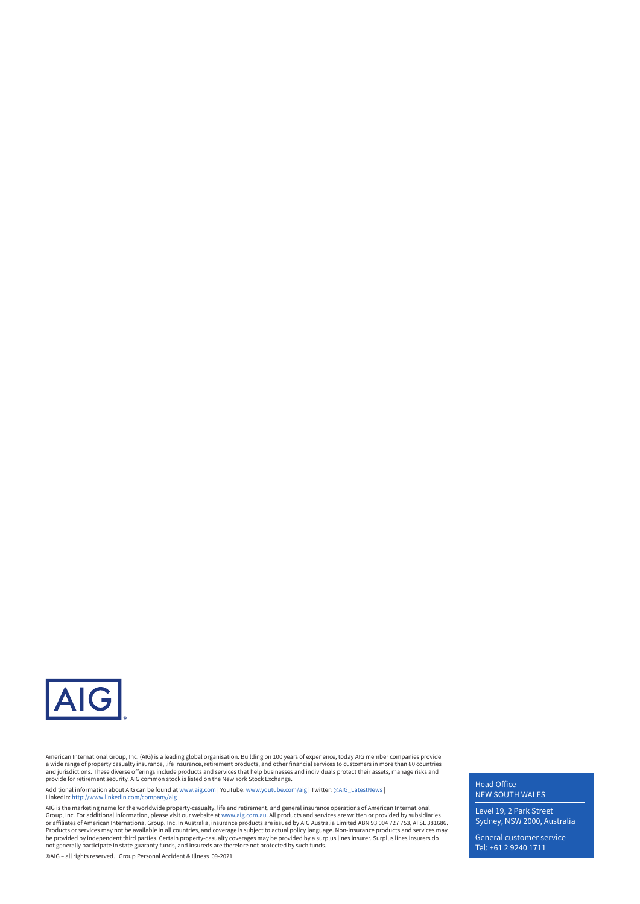AIG

American International Group, Inc. (AIG) is a leading global organisation. Building on 100 years of experience, today AIG member companies provide a wide range of property casualty insurance, life insurance, retirement products, and other financial services to customers in more than 80 countries and jurisdictions. These diverse offerings include products and services that help businesses and individuals protect their assets, manage risks and provide for retirement security. AIG common stock is listed on the New York Stock Exchange.

Additional information about AIG can be found at www.aig.com | YouTube: www.youtube.com/aig | Twitter: @AIG_LatestNews | LinkedIn: http://www.linkedin.com/company/aig

AIG is the marketing name for the worldwide property-casualty, life and retirement, and general insurance operations of American International Group, Inc. For additional information, please visit our website at www.aig.com.au. All products and services are written or provided by subsidiaries or affiliates of American International Group, Inc. In Australia, insurance products are issued by AIG Australia Limited ABN 93 004 727 753, AFSL 381686. Products or services may not be available in all countries, and coverage is subject to actual policy language. Non-insurance products and services may be provided by independent third parties. Certain property-casualty coverages may be provided by a surplus lines insurer. Surplus lines insurers do not generally participate in state guaranty funds, and insureds are therefore not protected by such funds.

©AIG – all rights reserved. Group Personal Accident & Illness 09-2021

Head Office
NEW SOUTH WALES

Level 19, 2 Park Street
Sydney, NSW 2000, Australia

General customer service
Tel: +61 2 9240 1711